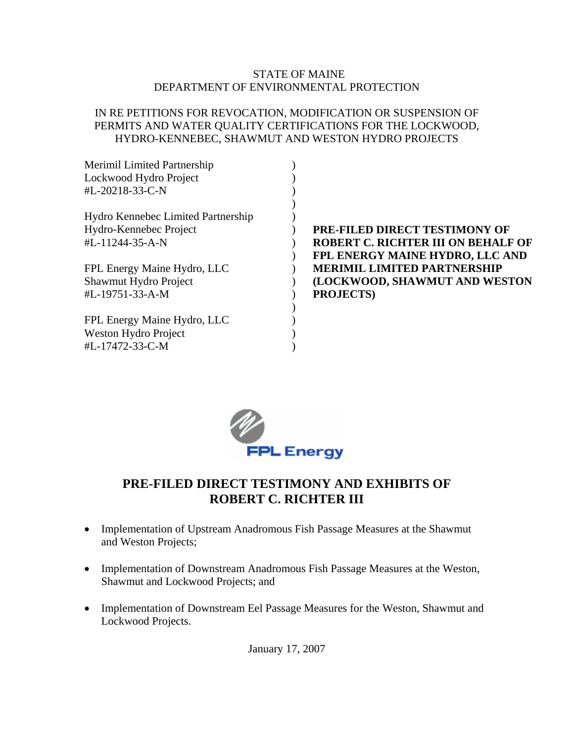STATE OF MAINE
DEPARTMENT OF ENVIRONMENTAL PROTECTION

IN RE PETITIONS FOR REVOCATION, MODIFICATION OR SUSPENSION OF PERMITS AND WATER QUALITY CERTIFICATIONS FOR THE LOCKWOOD, HYDRO-KENNEBEC, SHAWMUT AND WESTON HYDRO PROJECTS

| | | |
|---|---|---|
| Merimil Limited Partnership<br>Lockwood Hydro Project<br>#L-20218-33-C-N | ) | |
| Hydro Kennebec Limited Partnership<br>Hydro-Kennebec Project<br>#L-11244-35-A-N | ) | **PRE-FILED DIRECT TESTIMONY OF ROBERT C. RICHTER III ON BEHALF OF FPL ENERGY MAINE HYDRO, LLC AND MERIMIL LIMITED PARTNERSHIP (LOCKWOOD, SHAWMUT AND WESTON PROJECTS)** |
| FPL Energy Maine Hydro, LLC<br>Shawmut Hydro Project<br>#L-19751-33-A-M | ) | |
| FPL Energy Maine Hydro, LLC<br>Weston Hydro Project<br>#L-17472-33-C-M | ) | |

FPL Energy

# PRE-FILED DIRECT TESTIMONY AND EXHIBITS OF ROBERT C. RICHTER III

- Implementation of Upstream Anadromous Fish Passage Measures at the Shawmut and Weston Projects;
- Implementation of Downstream Anadromous Fish Passage Measures at the Weston, Shawmut and Lockwood Projects; and
- Implementation of Downstream Eel Passage Measures for the Weston, Shawmut and Lockwood Projects.

January 17, 2007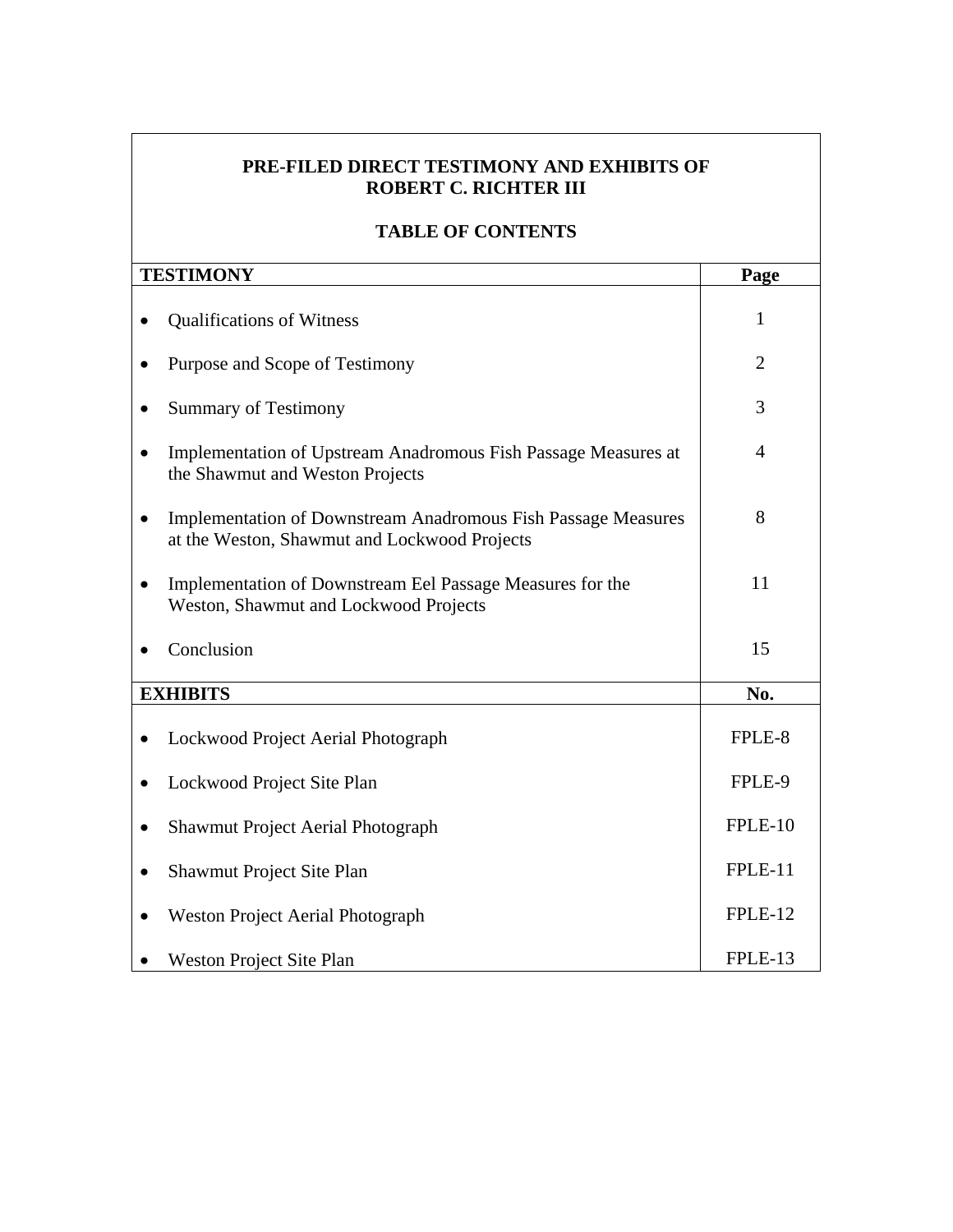**PRE-FILED DIRECT TESTIMONY AND EXHIBITS OF ROBERT C. RICHTER III**

**TABLE OF CONTENTS**

| **TESTIMONY** | **Page** |
|---|---|
| • Qualifications of Witness | 1 |
| • Purpose and Scope of Testimony | 2 |
| • Summary of Testimony | 3 |
| • Implementation of Upstream Anadromous Fish Passage Measures at the Shawmut and Weston Projects | 4 |
| • Implementation of Downstream Anadromous Fish Passage Measures at the Weston, Shawmut and Lockwood Projects | 8 |
| • Implementation of Downstream Eel Passage Measures for the Weston, Shawmut and Lockwood Projects | 11 |
| • Conclusion | 15 |

| **EXHIBITS** | **No.** |
|---|---|
| • Lockwood Project Aerial Photograph | FPLE-8 |
| • Lockwood Project Site Plan | FPLE-9 |
| • Shawmut Project Aerial Photograph | FPLE-10 |
| • Shawmut Project Site Plan | FPLE-11 |
| • Weston Project Aerial Photograph | FPLE-12 |
| • Weston Project Site Plan | FPLE-13 |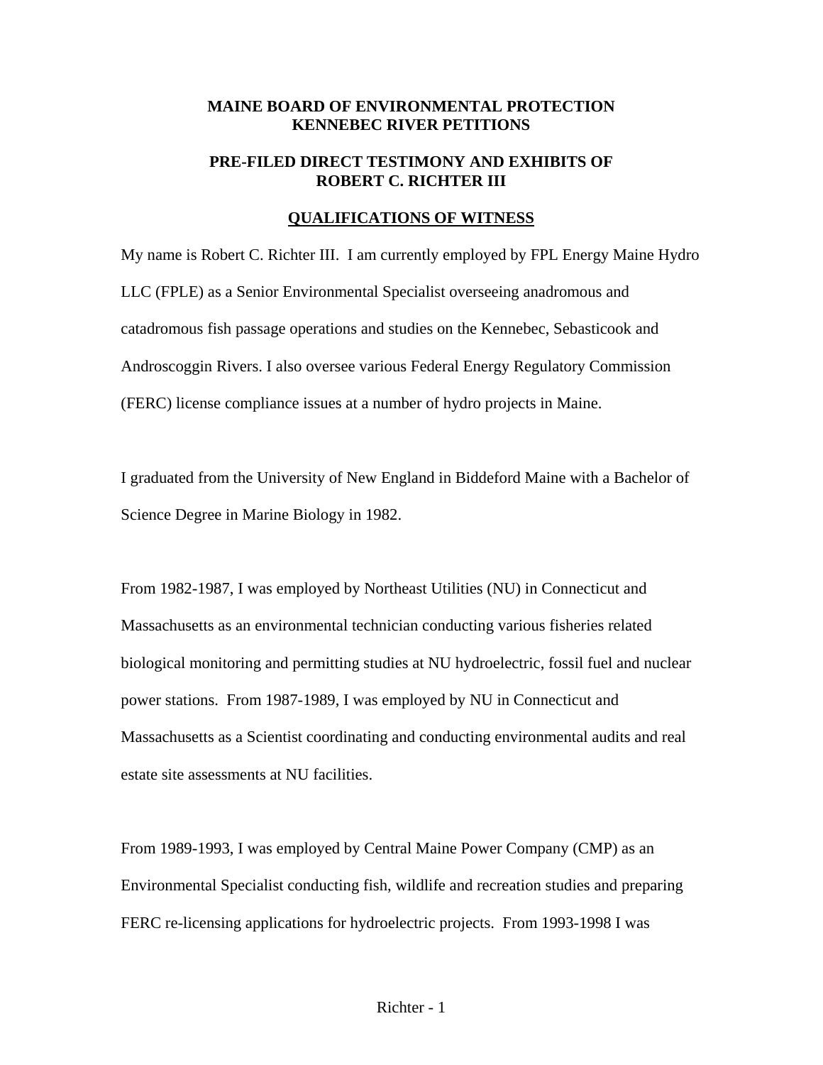**MAINE BOARD OF ENVIRONMENTAL PROTECTION**
**KENNEBEC RIVER PETITIONS**

**PRE-FILED DIRECT TESTIMONY AND EXHIBITS OF**
**ROBERT C. RICHTER III**

## QUALIFICATIONS OF WITNESS

My name is Robert C. Richter III. I am currently employed by FPL Energy Maine Hydro LLC (FPLE) as a Senior Environmental Specialist overseeing anadromous and catadromous fish passage operations and studies on the Kennebec, Sebasticook and Androscoggin Rivers. I also oversee various Federal Energy Regulatory Commission (FERC) license compliance issues at a number of hydro projects in Maine.

I graduated from the University of New England in Biddeford Maine with a Bachelor of Science Degree in Marine Biology in 1982.

From 1982-1987, I was employed by Northeast Utilities (NU) in Connecticut and Massachusetts as an environmental technician conducting various fisheries related biological monitoring and permitting studies at NU hydroelectric, fossil fuel and nuclear power stations. From 1987-1989, I was employed by NU in Connecticut and Massachusetts as a Scientist coordinating and conducting environmental audits and real estate site assessments at NU facilities.

From 1989-1993, I was employed by Central Maine Power Company (CMP) as an Environmental Specialist conducting fish, wildlife and recreation studies and preparing FERC re-licensing applications for hydroelectric projects. From 1993-1998 I was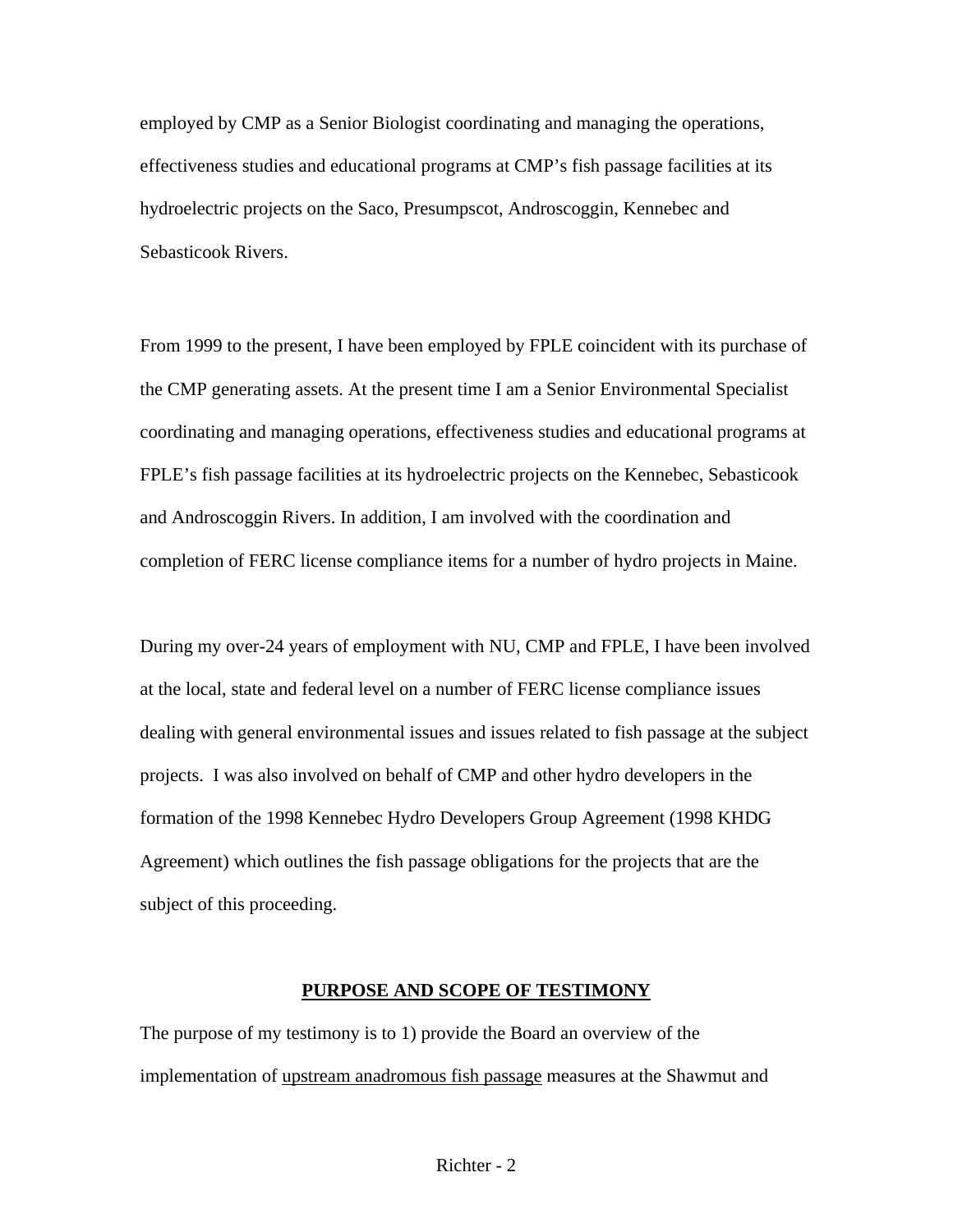employed by CMP as a Senior Biologist coordinating and managing the operations, effectiveness studies and educational programs at CMP's fish passage facilities at its hydroelectric projects on the Saco, Presumpscot, Androscoggin, Kennebec and Sebasticook Rivers.

From 1999 to the present, I have been employed by FPLE coincident with its purchase of the CMP generating assets. At the present time I am a Senior Environmental Specialist coordinating and managing operations, effectiveness studies and educational programs at FPLE's fish passage facilities at its hydroelectric projects on the Kennebec, Sebasticook and Androscoggin Rivers. In addition, I am involved with the coordination and completion of FERC license compliance items for a number of hydro projects in Maine.

During my over-24 years of employment with NU, CMP and FPLE, I have been involved at the local, state and federal level on a number of FERC license compliance issues dealing with general environmental issues and issues related to fish passage at the subject projects. I was also involved on behalf of CMP and other hydro developers in the formation of the 1998 Kennebec Hydro Developers Group Agreement (1998 KHDG Agreement) which outlines the fish passage obligations for the projects that are the subject of this proceeding.

## PURPOSE AND SCOPE OF TESTIMONY

The purpose of my testimony is to 1) provide the Board an overview of the implementation of <u>upstream anadromous fish passage</u> measures at the Shawmut and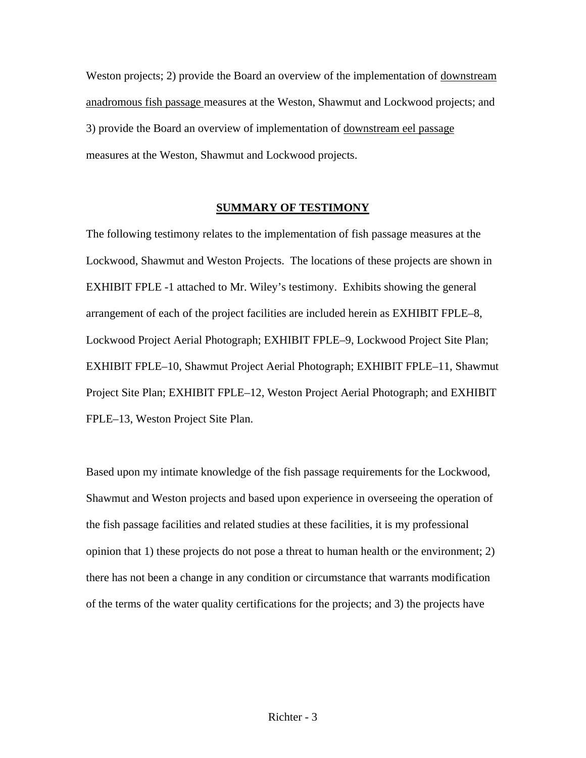Weston projects; 2) provide the Board an overview of the implementation of <u>downstream anadromous fish passage</u> measures at the Weston, Shawmut and Lockwood projects; and 3) provide the Board an overview of implementation of <u>downstream eel passage</u> measures at the Weston, Shawmut and Lockwood projects.

## SUMMARY OF TESTIMONY

The following testimony relates to the implementation of fish passage measures at the Lockwood, Shawmut and Weston Projects. The locations of these projects are shown in EXHIBIT FPLE -1 attached to Mr. Wiley's testimony. Exhibits showing the general arrangement of each of the project facilities are included herein as EXHIBIT FPLE–8, Lockwood Project Aerial Photograph; EXHIBIT FPLE–9, Lockwood Project Site Plan; EXHIBIT FPLE–10, Shawmut Project Aerial Photograph; EXHIBIT FPLE–11, Shawmut Project Site Plan; EXHIBIT FPLE–12, Weston Project Aerial Photograph; and EXHIBIT FPLE–13, Weston Project Site Plan.

Based upon my intimate knowledge of the fish passage requirements for the Lockwood, Shawmut and Weston projects and based upon experience in overseeing the operation of the fish passage facilities and related studies at these facilities, it is my professional opinion that 1) these projects do not pose a threat to human health or the environment; 2) there has not been a change in any condition or circumstance that warrants modification of the terms of the water quality certifications for the projects; and 3) the projects have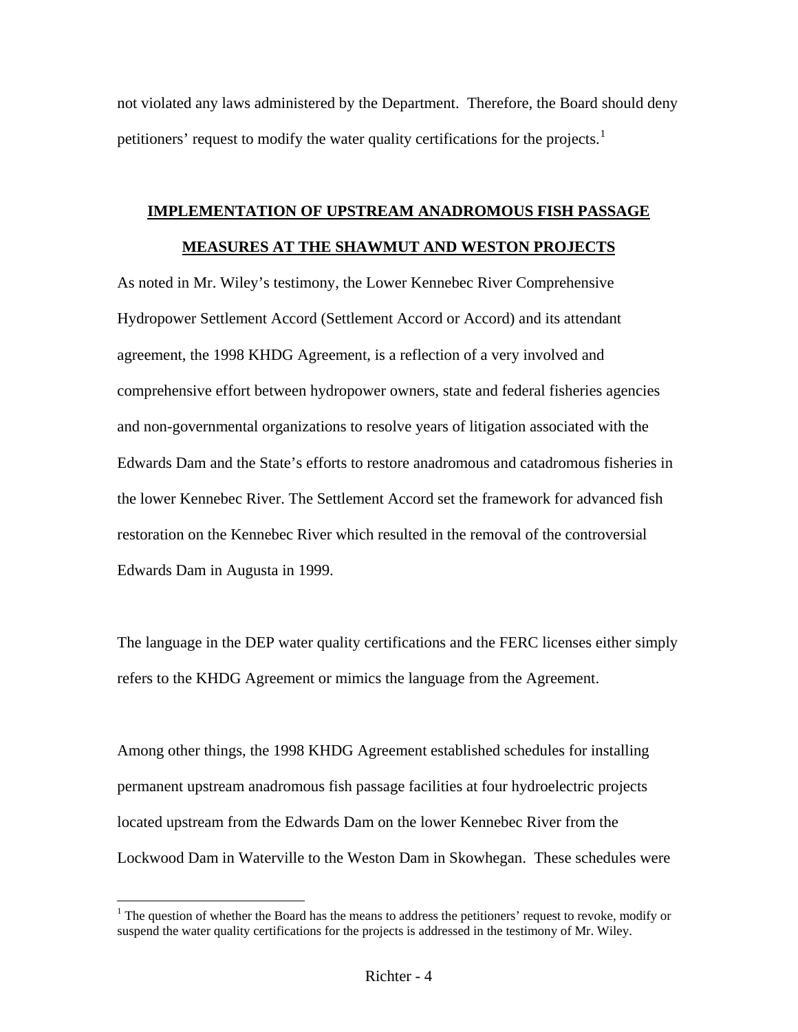not violated any laws administered by the Department. Therefore, the Board should deny petitioners' request to modify the water quality certifications for the projects.[1]

**IMPLEMENTATION OF UPSTREAM ANADROMOUS FISH PASSAGE MEASURES AT THE SHAWMUT AND WESTON PROJECTS**

As noted in Mr. Wiley's testimony, the Lower Kennebec River Comprehensive Hydropower Settlement Accord (Settlement Accord or Accord) and its attendant agreement, the 1998 KHDG Agreement, is a reflection of a very involved and comprehensive effort between hydropower owners, state and federal fisheries agencies and non-governmental organizations to resolve years of litigation associated with the Edwards Dam and the State's efforts to restore anadromous and catadromous fisheries in the lower Kennebec River. The Settlement Accord set the framework for advanced fish restoration on the Kennebec River which resulted in the removal of the controversial Edwards Dam in Augusta in 1999.

The language in the DEP water quality certifications and the FERC licenses either simply refers to the KHDG Agreement or mimics the language from the Agreement.

Among other things, the 1998 KHDG Agreement established schedules for installing permanent upstream anadromous fish passage facilities at four hydroelectric projects located upstream from the Edwards Dam on the lower Kennebec River from the Lockwood Dam in Waterville to the Weston Dam in Skowhegan. These schedules were

[1] The question of whether the Board has the means to address the petitioners' request to revoke, modify or suspend the water quality certifications for the projects is addressed in the testimony of Mr. Wiley.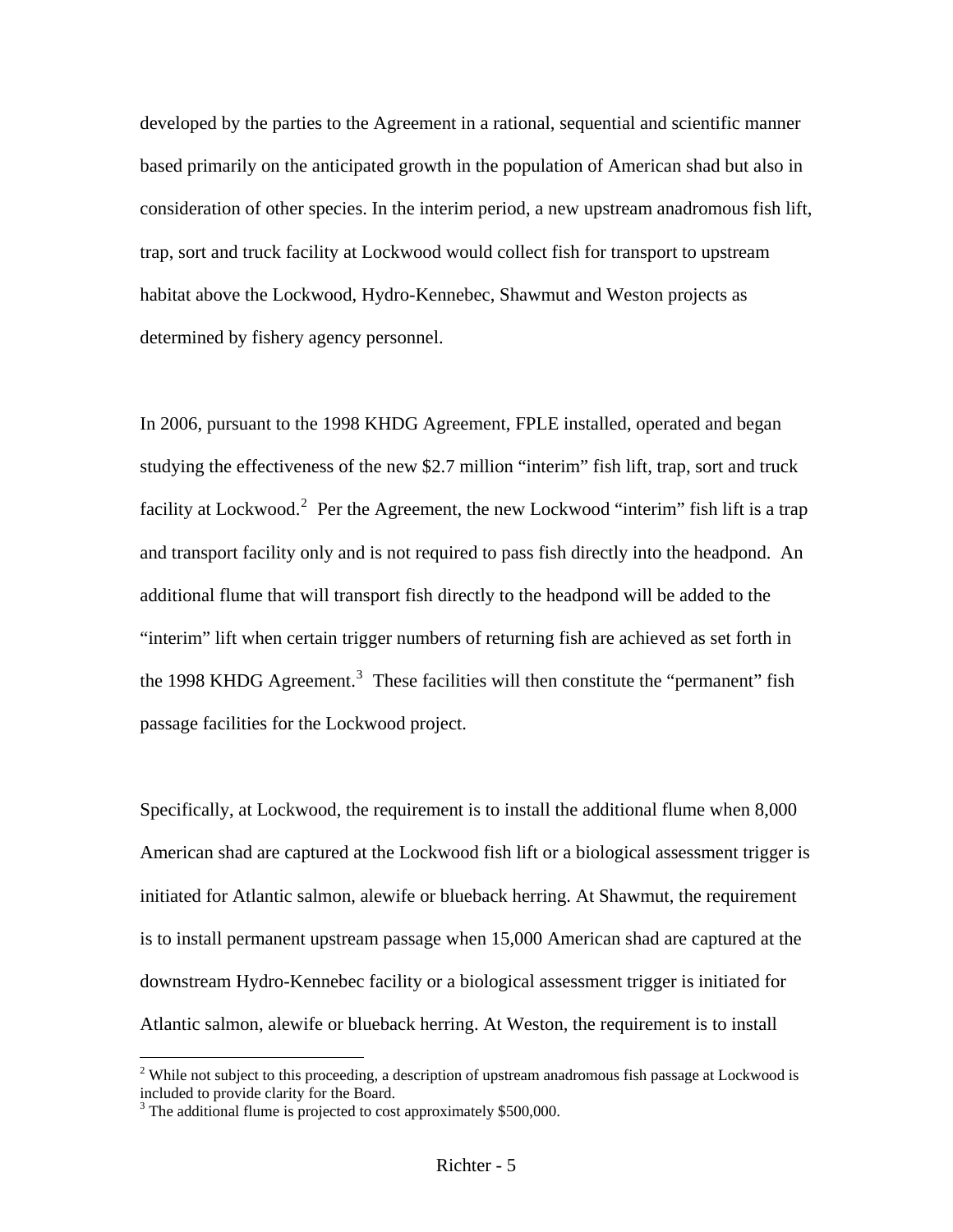developed by the parties to the Agreement in a rational, sequential and scientific manner based primarily on the anticipated growth in the population of American shad but also in consideration of other species. In the interim period, a new upstream anadromous fish lift, trap, sort and truck facility at Lockwood would collect fish for transport to upstream habitat above the Lockwood, Hydro-Kennebec, Shawmut and Weston projects as determined by fishery agency personnel.

In 2006, pursuant to the 1998 KHDG Agreement, FPLE installed, operated and began studying the effectiveness of the new $2.7 million "interim" fish lift, trap, sort and truck facility at Lockwood.[2] Per the Agreement, the new Lockwood "interim" fish lift is a trap and transport facility only and is not required to pass fish directly into the headpond. An additional flume that will transport fish directly to the headpond will be added to the "interim" lift when certain trigger numbers of returning fish are achieved as set forth in the 1998 KHDG Agreement.[3] These facilities will then constitute the "permanent" fish passage facilities for the Lockwood project.

Specifically, at Lockwood, the requirement is to install the additional flume when 8,000 American shad are captured at the Lockwood fish lift or a biological assessment trigger is initiated for Atlantic salmon, alewife or blueback herring. At Shawmut, the requirement is to install permanent upstream passage when 15,000 American shad are captured at the downstream Hydro-Kennebec facility or a biological assessment trigger is initiated for Atlantic salmon, alewife or blueback herring. At Weston, the requirement is to install

[2] While not subject to this proceeding, a description of upstream anadromous fish passage at Lockwood is included to provide clarity for the Board.

[3] The additional flume is projected to cost approximately $500,000.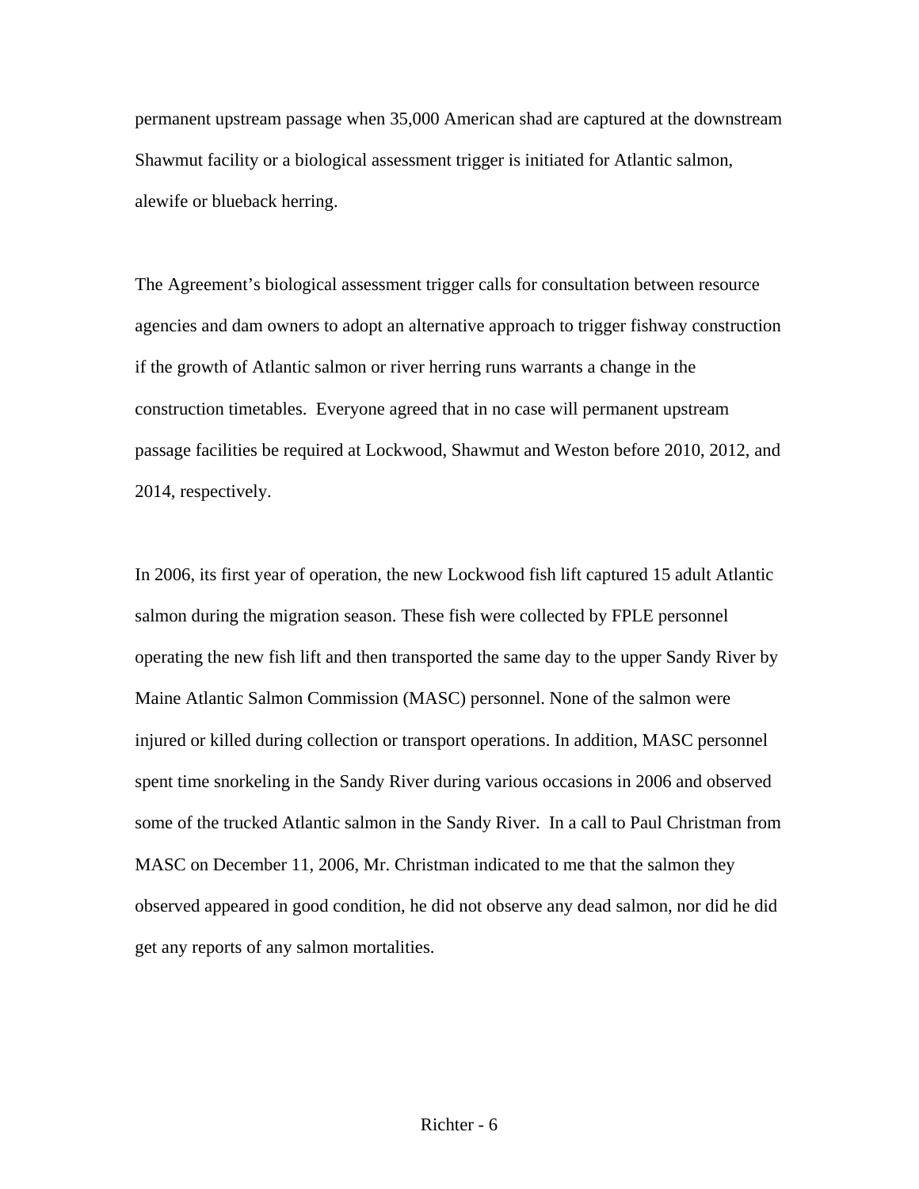permanent upstream passage when 35,000 American shad are captured at the downstream Shawmut facility or a biological assessment trigger is initiated for Atlantic salmon, alewife or blueback herring.

The Agreement's biological assessment trigger calls for consultation between resource agencies and dam owners to adopt an alternative approach to trigger fishway construction if the growth of Atlantic salmon or river herring runs warrants a change in the construction timetables. Everyone agreed that in no case will permanent upstream passage facilities be required at Lockwood, Shawmut and Weston before 2010, 2012, and 2014, respectively.

In 2006, its first year of operation, the new Lockwood fish lift captured 15 adult Atlantic salmon during the migration season. These fish were collected by FPLE personnel operating the new fish lift and then transported the same day to the upper Sandy River by Maine Atlantic Salmon Commission (MASC) personnel. None of the salmon were injured or killed during collection or transport operations. In addition, MASC personnel spent time snorkeling in the Sandy River during various occasions in 2006 and observed some of the trucked Atlantic salmon in the Sandy River. In a call to Paul Christman from MASC on December 11, 2006, Mr. Christman indicated to me that the salmon they observed appeared in good condition, he did not observe any dead salmon, nor did he did get any reports of any salmon mortalities.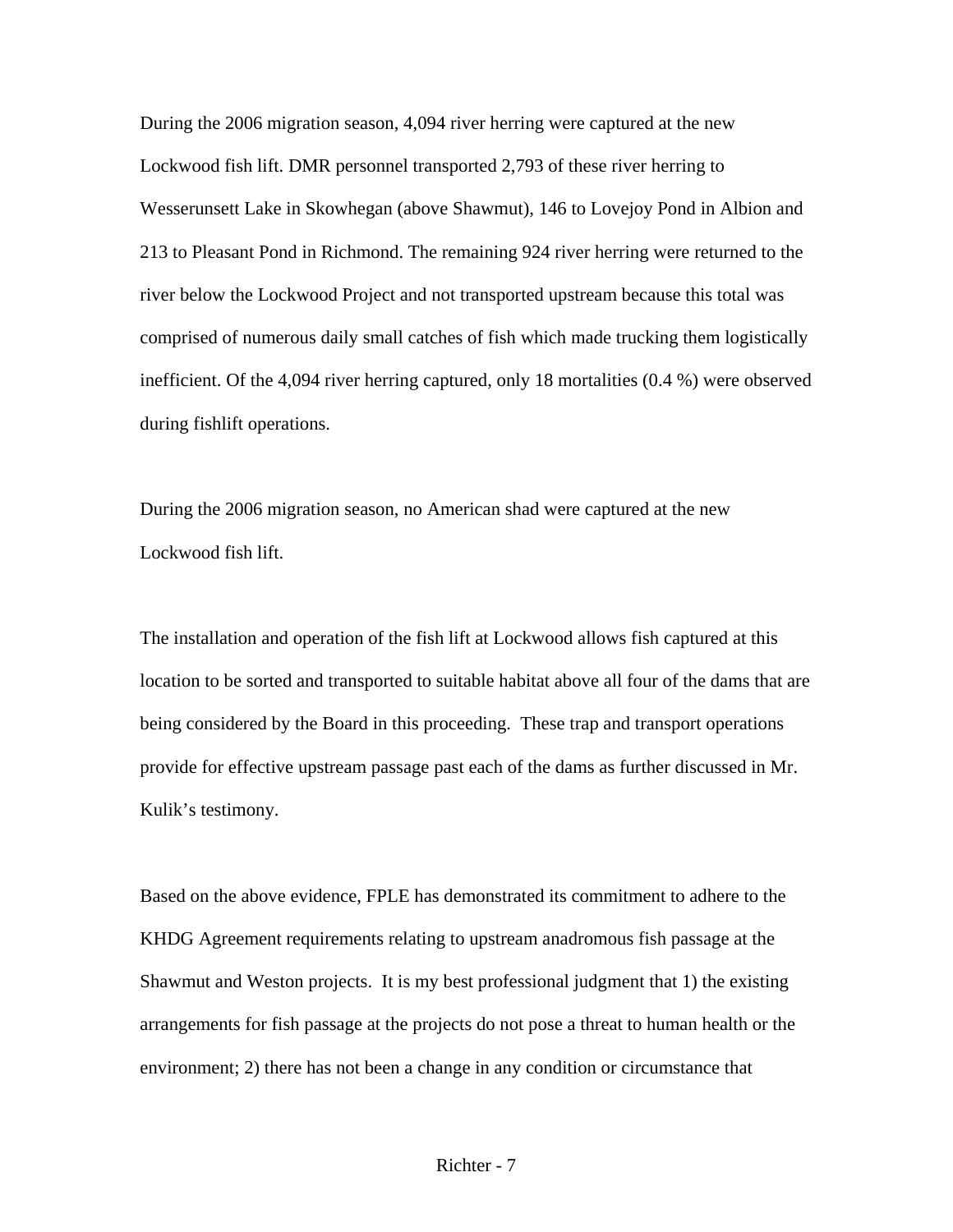During the 2006 migration season, 4,094 river herring were captured at the new Lockwood fish lift. DMR personnel transported 2,793 of these river herring to Wesserunsett Lake in Skowhegan (above Shawmut), 146 to Lovejoy Pond in Albion and 213 to Pleasant Pond in Richmond. The remaining 924 river herring were returned to the river below the Lockwood Project and not transported upstream because this total was comprised of numerous daily small catches of fish which made trucking them logistically inefficient. Of the 4,094 river herring captured, only 18 mortalities (0.4 %) were observed during fishlift operations.

During the 2006 migration season, no American shad were captured at the new Lockwood fish lift.

The installation and operation of the fish lift at Lockwood allows fish captured at this location to be sorted and transported to suitable habitat above all four of the dams that are being considered by the Board in this proceeding. These trap and transport operations provide for effective upstream passage past each of the dams as further discussed in Mr. Kulik's testimony.

Based on the above evidence, FPLE has demonstrated its commitment to adhere to the KHDG Agreement requirements relating to upstream anadromous fish passage at the Shawmut and Weston projects. It is my best professional judgment that 1) the existing arrangements for fish passage at the projects do not pose a threat to human health or the environment; 2) there has not been a change in any condition or circumstance that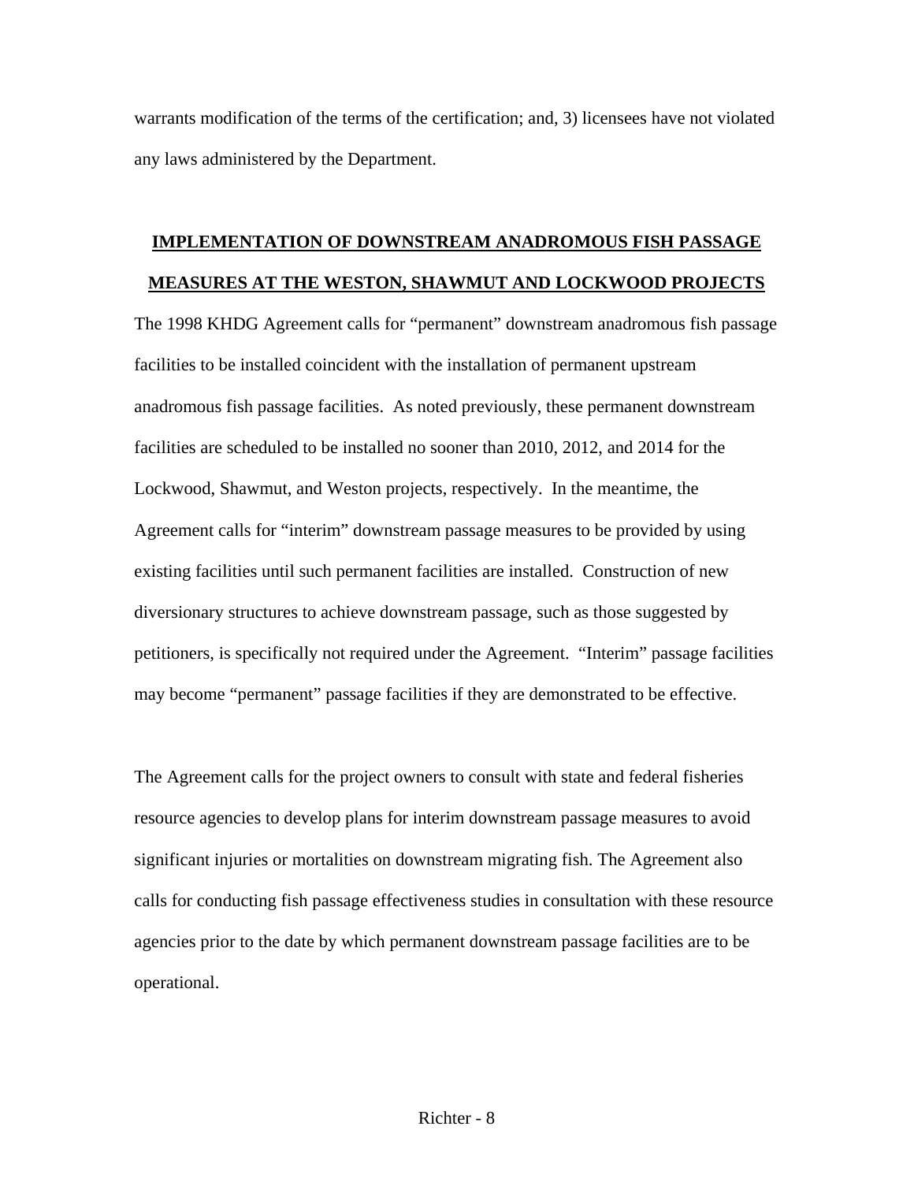warrants modification of the terms of the certification; and, 3) licensees have not violated any laws administered by the Department.

## IMPLEMENTATION OF DOWNSTREAM ANADROMOUS FISH PASSAGE MEASURES AT THE WESTON, SHAWMUT AND LOCKWOOD PROJECTS

The 1998 KHDG Agreement calls for "permanent" downstream anadromous fish passage facilities to be installed coincident with the installation of permanent upstream anadromous fish passage facilities. As noted previously, these permanent downstream facilities are scheduled to be installed no sooner than 2010, 2012, and 2014 for the Lockwood, Shawmut, and Weston projects, respectively. In the meantime, the Agreement calls for "interim" downstream passage measures to be provided by using existing facilities until such permanent facilities are installed. Construction of new diversionary structures to achieve downstream passage, such as those suggested by petitioners, is specifically not required under the Agreement. "Interim" passage facilities may become "permanent" passage facilities if they are demonstrated to be effective.

The Agreement calls for the project owners to consult with state and federal fisheries resource agencies to develop plans for interim downstream passage measures to avoid significant injuries or mortalities on downstream migrating fish. The Agreement also calls for conducting fish passage effectiveness studies in consultation with these resource agencies prior to the date by which permanent downstream passage facilities are to be operational.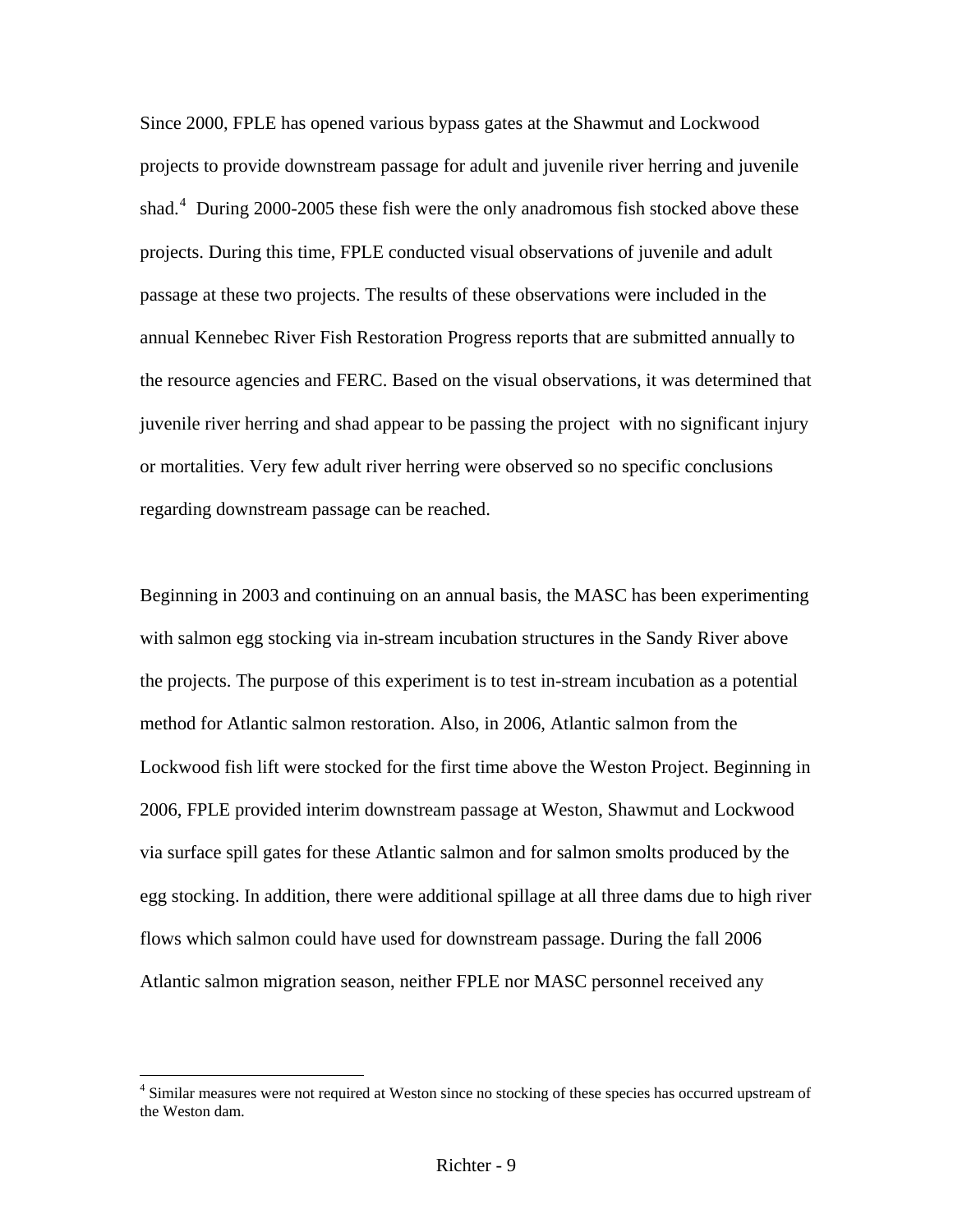Since 2000, FPLE has opened various bypass gates at the Shawmut and Lockwood projects to provide downstream passage for adult and juvenile river herring and juvenile shad.[4] During 2000-2005 these fish were the only anadromous fish stocked above these projects. During this time, FPLE conducted visual observations of juvenile and adult passage at these two projects. The results of these observations were included in the annual Kennebec River Fish Restoration Progress reports that are submitted annually to the resource agencies and FERC. Based on the visual observations, it was determined that juvenile river herring and shad appear to be passing the project with no significant injury or mortalities. Very few adult river herring were observed so no specific conclusions regarding downstream passage can be reached.

Beginning in 2003 and continuing on an annual basis, the MASC has been experimenting with salmon egg stocking via in-stream incubation structures in the Sandy River above the projects. The purpose of this experiment is to test in-stream incubation as a potential method for Atlantic salmon restoration. Also, in 2006, Atlantic salmon from the Lockwood fish lift were stocked for the first time above the Weston Project. Beginning in 2006, FPLE provided interim downstream passage at Weston, Shawmut and Lockwood via surface spill gates for these Atlantic salmon and for salmon smolts produced by the egg stocking. In addition, there were additional spillage at all three dams due to high river flows which salmon could have used for downstream passage. During the fall 2006 Atlantic salmon migration season, neither FPLE nor MASC personnel received any

[4] Similar measures were not required at Weston since no stocking of these species has occurred upstream of the Weston dam.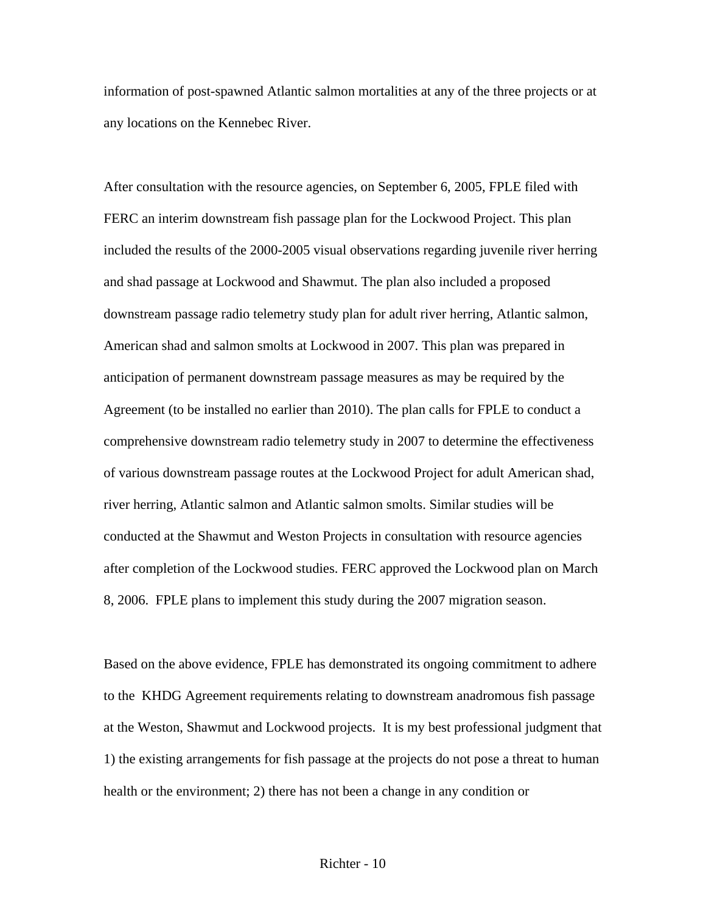information of post-spawned Atlantic salmon mortalities at any of the three projects or at any locations on the Kennebec River.

After consultation with the resource agencies, on September 6, 2005, FPLE filed with FERC an interim downstream fish passage plan for the Lockwood Project. This plan included the results of the 2000-2005 visual observations regarding juvenile river herring and shad passage at Lockwood and Shawmut. The plan also included a proposed downstream passage radio telemetry study plan for adult river herring, Atlantic salmon, American shad and salmon smolts at Lockwood in 2007. This plan was prepared in anticipation of permanent downstream passage measures as may be required by the Agreement (to be installed no earlier than 2010). The plan calls for FPLE to conduct a comprehensive downstream radio telemetry study in 2007 to determine the effectiveness of various downstream passage routes at the Lockwood Project for adult American shad, river herring, Atlantic salmon and Atlantic salmon smolts. Similar studies will be conducted at the Shawmut and Weston Projects in consultation with resource agencies after completion of the Lockwood studies. FERC approved the Lockwood plan on March 8, 2006. FPLE plans to implement this study during the 2007 migration season.

Based on the above evidence, FPLE has demonstrated its ongoing commitment to adhere to the KHDG Agreement requirements relating to downstream anadromous fish passage at the Weston, Shawmut and Lockwood projects. It is my best professional judgment that 1) the existing arrangements for fish passage at the projects do not pose a threat to human health or the environment; 2) there has not been a change in any condition or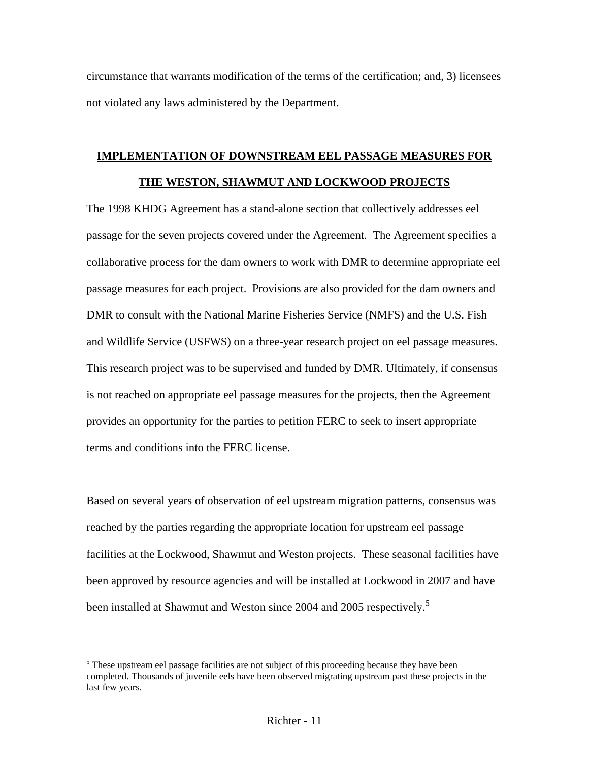circumstance that warrants modification of the terms of the certification; and, 3) licensees not violated any laws administered by the Department.

## IMPLEMENTATION OF DOWNSTREAM EEL PASSAGE MEASURES FOR THE WESTON, SHAWMUT AND LOCKWOOD PROJECTS

The 1998 KHDG Agreement has a stand-alone section that collectively addresses eel passage for the seven projects covered under the Agreement. The Agreement specifies a collaborative process for the dam owners to work with DMR to determine appropriate eel passage measures for each project. Provisions are also provided for the dam owners and DMR to consult with the National Marine Fisheries Service (NMFS) and the U.S. Fish and Wildlife Service (USFWS) on a three-year research project on eel passage measures. This research project was to be supervised and funded by DMR. Ultimately, if consensus is not reached on appropriate eel passage measures for the projects, then the Agreement provides an opportunity for the parties to petition FERC to seek to insert appropriate terms and conditions into the FERC license.

Based on several years of observation of eel upstream migration patterns, consensus was reached by the parties regarding the appropriate location for upstream eel passage facilities at the Lockwood, Shawmut and Weston projects. These seasonal facilities have been approved by resource agencies and will be installed at Lockwood in 2007 and have been installed at Shawmut and Weston since 2004 and 2005 respectively.[5]

[5] These upstream eel passage facilities are not subject of this proceeding because they have been completed. Thousands of juvenile eels have been observed migrating upstream past these projects in the last few years.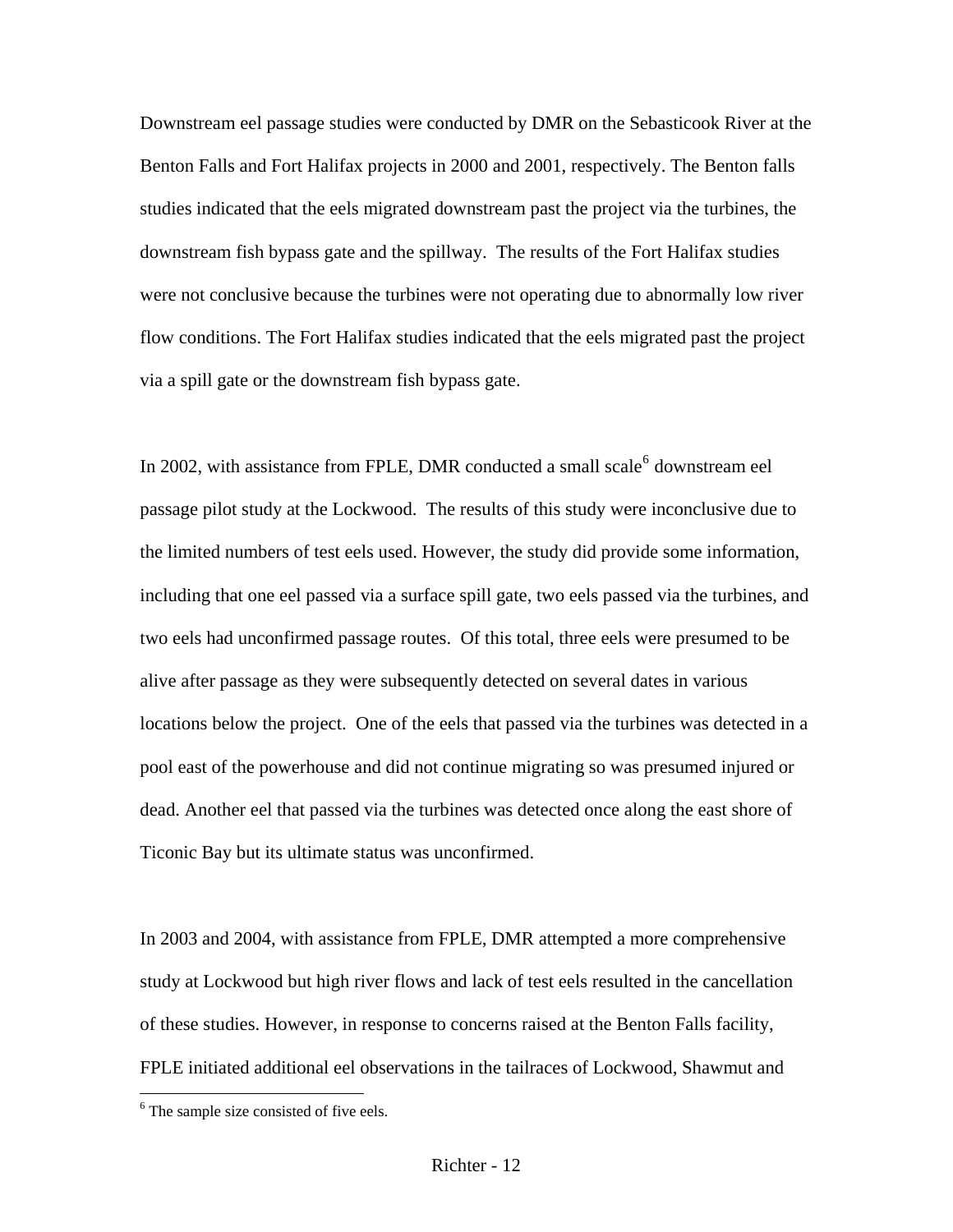Downstream eel passage studies were conducted by DMR on the Sebasticook River at the Benton Falls and Fort Halifax projects in 2000 and 2001, respectively. The Benton falls studies indicated that the eels migrated downstream past the project via the turbines, the downstream fish bypass gate and the spillway. The results of the Fort Halifax studies were not conclusive because the turbines were not operating due to abnormally low river flow conditions. The Fort Halifax studies indicated that the eels migrated past the project via a spill gate or the downstream fish bypass gate.

In 2002, with assistance from FPLE, DMR conducted a small scale[6] downstream eel passage pilot study at the Lockwood. The results of this study were inconclusive due to the limited numbers of test eels used. However, the study did provide some information, including that one eel passed via a surface spill gate, two eels passed via the turbines, and two eels had unconfirmed passage routes. Of this total, three eels were presumed to be alive after passage as they were subsequently detected on several dates in various locations below the project. One of the eels that passed via the turbines was detected in a pool east of the powerhouse and did not continue migrating so was presumed injured or dead. Another eel that passed via the turbines was detected once along the east shore of Ticonic Bay but its ultimate status was unconfirmed.

In 2003 and 2004, with assistance from FPLE, DMR attempted a more comprehensive study at Lockwood but high river flows and lack of test eels resulted in the cancellation of these studies. However, in response to concerns raised at the Benton Falls facility, FPLE initiated additional eel observations in the tailraces of Lockwood, Shawmut and

[6] The sample size consisted of five eels.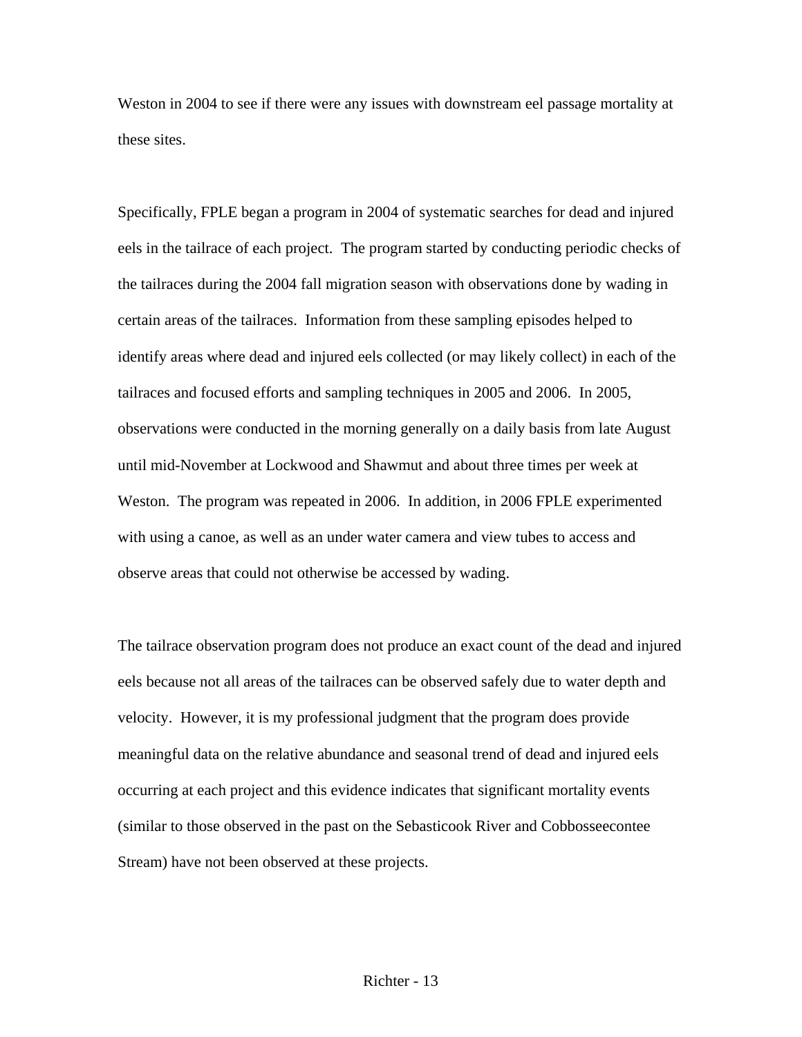Weston in 2004 to see if there were any issues with downstream eel passage mortality at these sites.

Specifically, FPLE began a program in 2004 of systematic searches for dead and injured eels in the tailrace of each project. The program started by conducting periodic checks of the tailraces during the 2004 fall migration season with observations done by wading in certain areas of the tailraces. Information from these sampling episodes helped to identify areas where dead and injured eels collected (or may likely collect) in each of the tailraces and focused efforts and sampling techniques in 2005 and 2006. In 2005, observations were conducted in the morning generally on a daily basis from late August until mid-November at Lockwood and Shawmut and about three times per week at Weston. The program was repeated in 2006. In addition, in 2006 FPLE experimented with using a canoe, as well as an under water camera and view tubes to access and observe areas that could not otherwise be accessed by wading.

The tailrace observation program does not produce an exact count of the dead and injured eels because not all areas of the tailraces can be observed safely due to water depth and velocity. However, it is my professional judgment that the program does provide meaningful data on the relative abundance and seasonal trend of dead and injured eels occurring at each project and this evidence indicates that significant mortality events (similar to those observed in the past on the Sebasticook River and Cobbosseecontee Stream) have not been observed at these projects.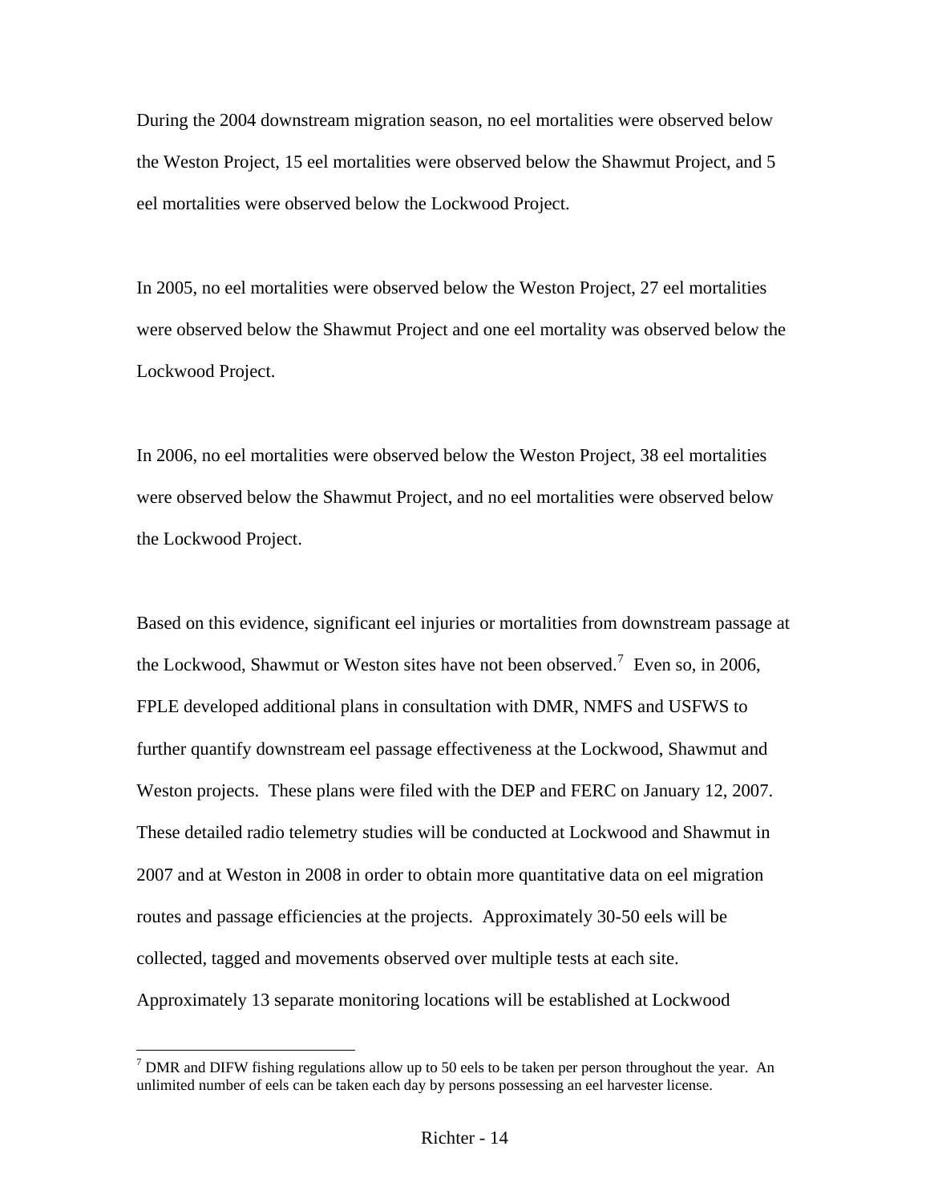During the 2004 downstream migration season, no eel mortalities were observed below the Weston Project, 15 eel mortalities were observed below the Shawmut Project, and 5 eel mortalities were observed below the Lockwood Project.

In 2005, no eel mortalities were observed below the Weston Project, 27 eel mortalities were observed below the Shawmut Project and one eel mortality was observed below the Lockwood Project.

In 2006, no eel mortalities were observed below the Weston Project, 38 eel mortalities were observed below the Shawmut Project, and no eel mortalities were observed below the Lockwood Project.

Based on this evidence, significant eel injuries or mortalities from downstream passage at the Lockwood, Shawmut or Weston sites have not been observed.[7] Even so, in 2006, FPLE developed additional plans in consultation with DMR, NMFS and USFWS to further quantify downstream eel passage effectiveness at the Lockwood, Shawmut and Weston projects. These plans were filed with the DEP and FERC on January 12, 2007. These detailed radio telemetry studies will be conducted at Lockwood and Shawmut in 2007 and at Weston in 2008 in order to obtain more quantitative data on eel migration routes and passage efficiencies at the projects. Approximately 30-50 eels will be collected, tagged and movements observed over multiple tests at each site. Approximately 13 separate monitoring locations will be established at Lockwood

[7] DMR and DIFW fishing regulations allow up to 50 eels to be taken per person throughout the year. An unlimited number of eels can be taken each day by persons possessing an eel harvester license.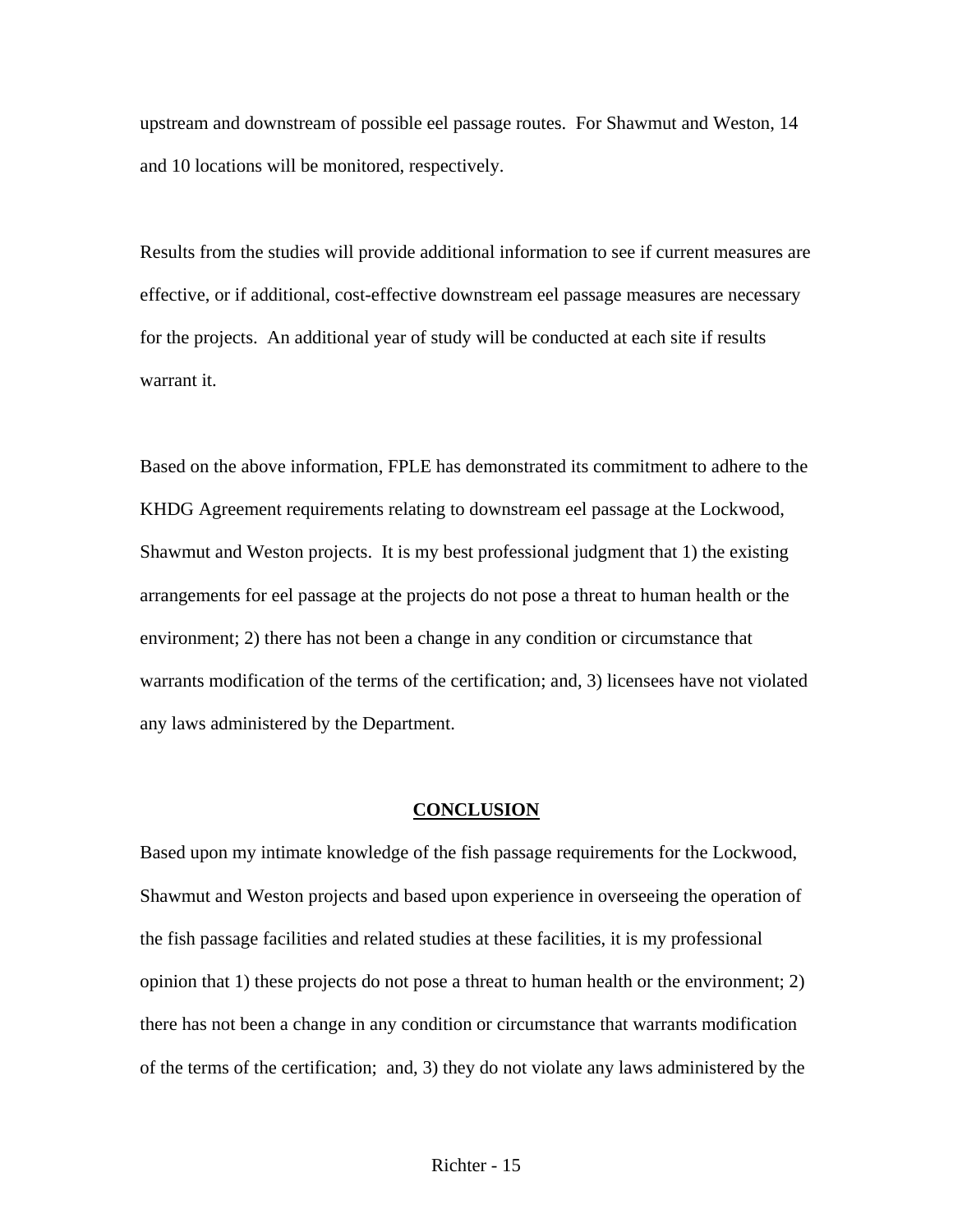upstream and downstream of possible eel passage routes. For Shawmut and Weston, 14 and 10 locations will be monitored, respectively.

Results from the studies will provide additional information to see if current measures are effective, or if additional, cost-effective downstream eel passage measures are necessary for the projects. An additional year of study will be conducted at each site if results warrant it.

Based on the above information, FPLE has demonstrated its commitment to adhere to the KHDG Agreement requirements relating to downstream eel passage at the Lockwood, Shawmut and Weston projects. It is my best professional judgment that 1) the existing arrangements for eel passage at the projects do not pose a threat to human health or the environment; 2) there has not been a change in any condition or circumstance that warrants modification of the terms of the certification; and, 3) licensees have not violated any laws administered by the Department.

## CONCLUSION

Based upon my intimate knowledge of the fish passage requirements for the Lockwood, Shawmut and Weston projects and based upon experience in overseeing the operation of the fish passage facilities and related studies at these facilities, it is my professional opinion that 1) these projects do not pose a threat to human health or the environment; 2) there has not been a change in any condition or circumstance that warrants modification of the terms of the certification; and, 3) they do not violate any laws administered by the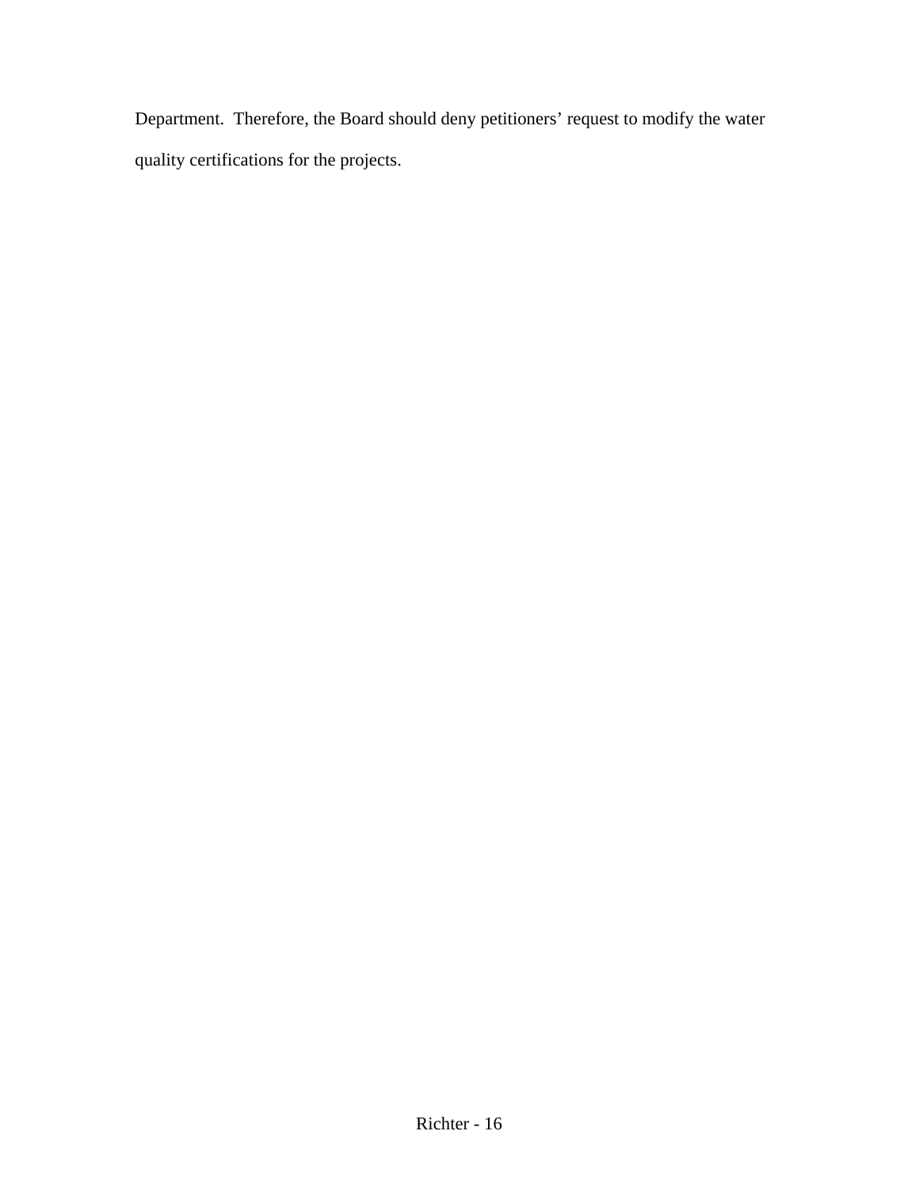Department. Therefore, the Board should deny petitioners' request to modify the water quality certifications for the projects.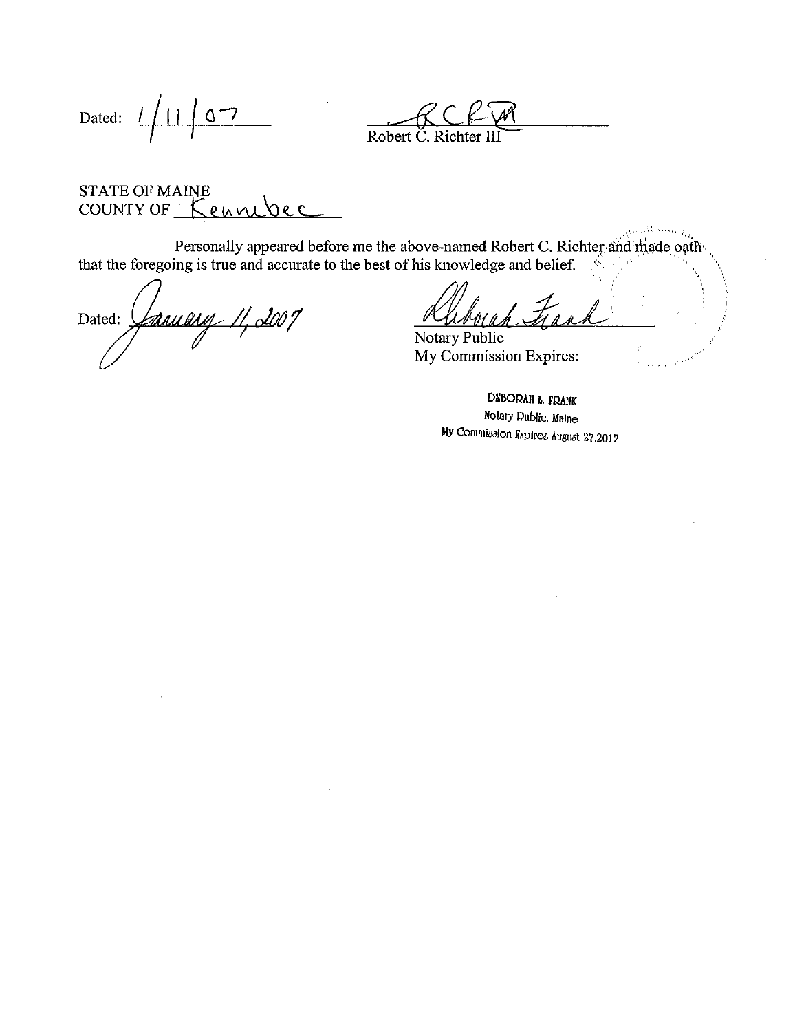Dated: 1/11/07

RCR III
Robert C. Richter III

STATE OF MAINE
COUNTY OF Kennebec

Personally appeared before me the above-named Robert C. Richter and made oath that the foregoing is true and accurate to the best of his knowledge and belief.

Dated: January 11, 2007

Deborah Frank
Notary Public
My Commission Expires:

DEBORAH L. FRANK
Notary Public, Maine
My Commission Expires August 27,2012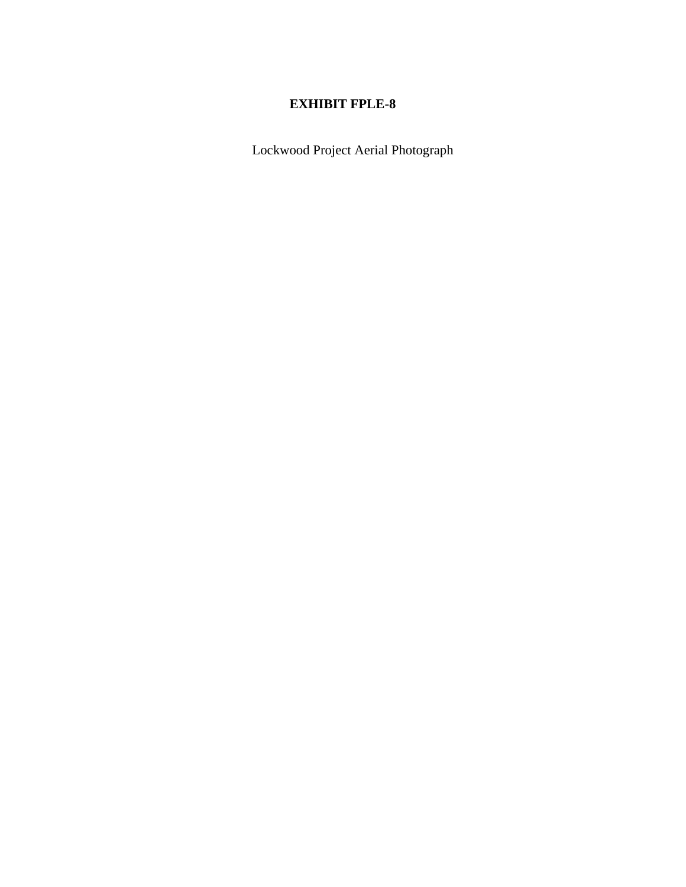**EXHIBIT FPLE-8**

Lockwood Project Aerial Photograph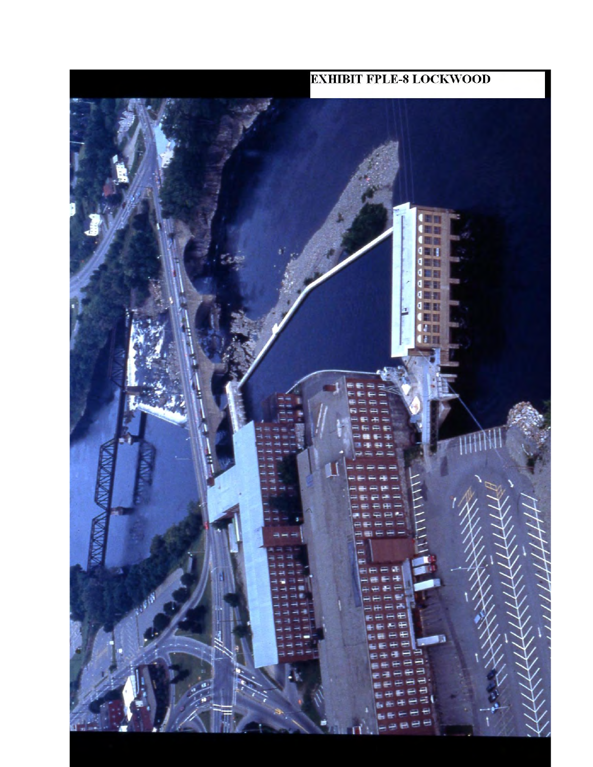EXHIBIT FPLE-8 LOCKWOOD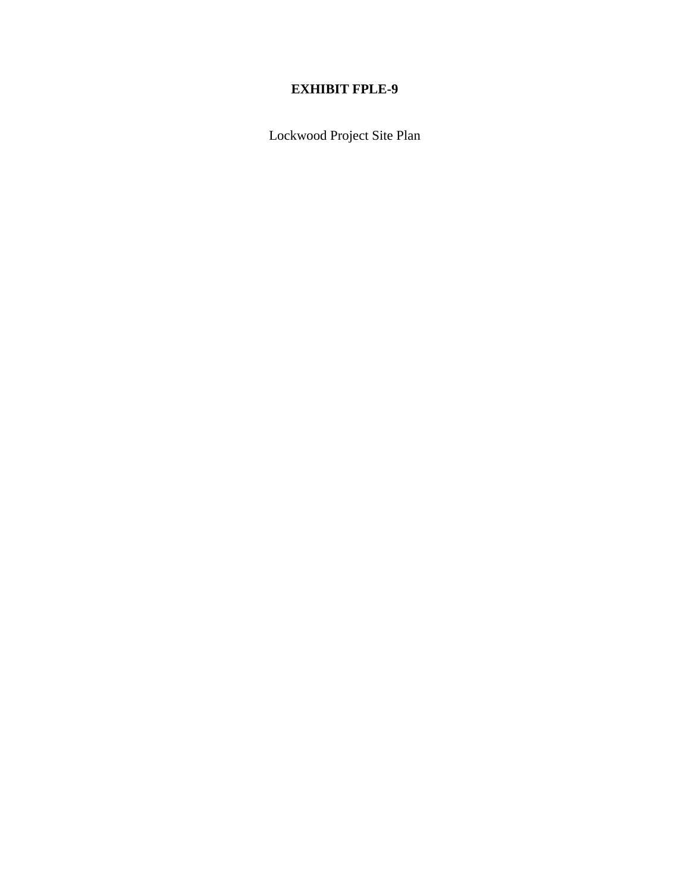**EXHIBIT FPLE-9**

Lockwood Project Site Plan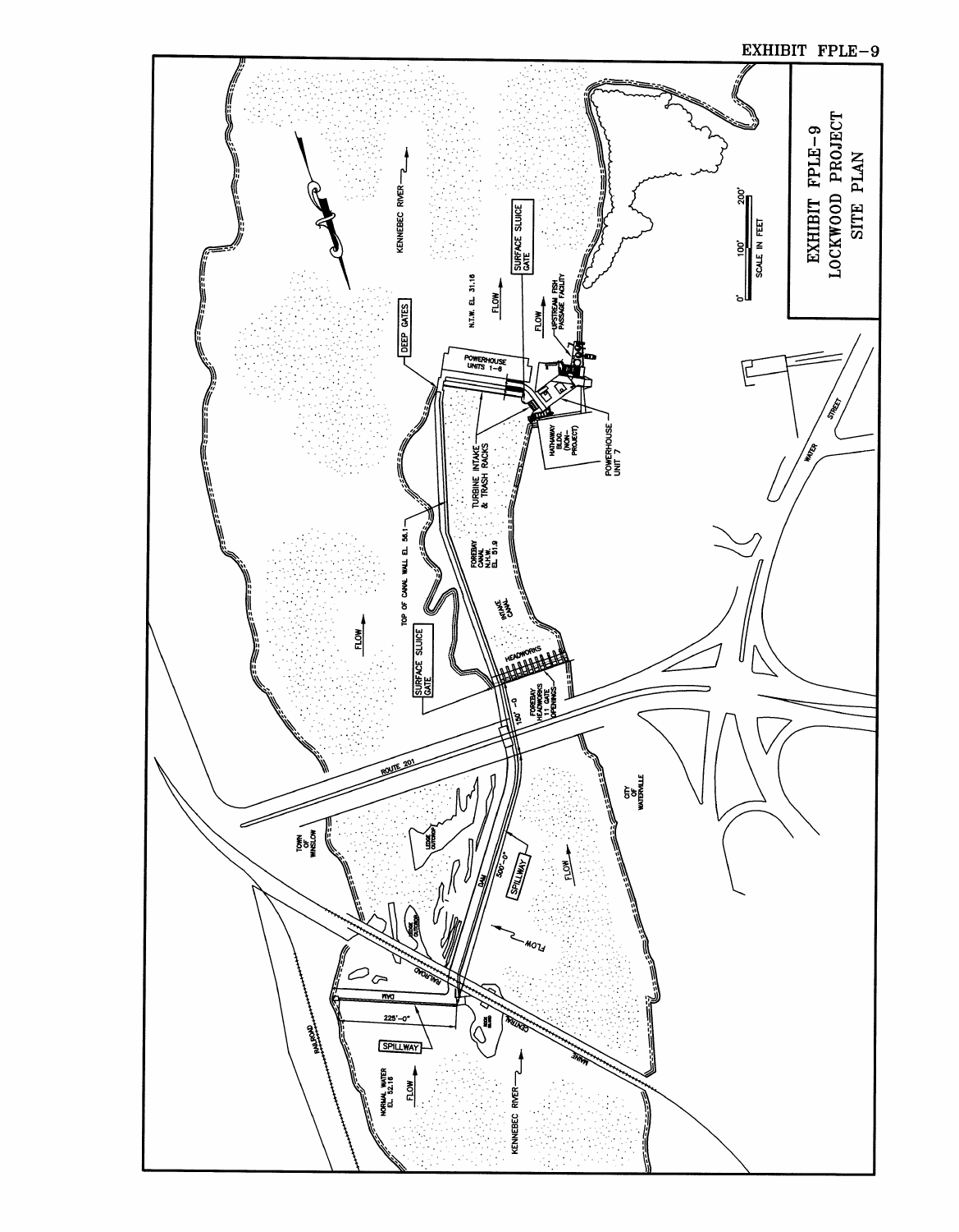EXHIBIT FPLE-9

# EXHIBIT FPLE-9
# LOCKWOOD PROJECT
# SITE PLAN

0' 100' 200'
SCALE IN FEET

KENNEBEC RIVER

FLOW

DEEP GATES

POWERHOUSE UNITS 1-6

N.T.W. EL. 31.16

SURFACE SLUICE GATE

UPSTREAM FISH PASSAGE FACILITY

HATHAWAY BLDG. (NON-PROJECT)

POWERHOUSE UNIT 7

TURBINE INTAKE & TRASH RACKS

TOP OF CANAL WALL EL. 56.1

FOREBAY CANAL N.H.W. EL. 51.9

INTAKE CANAL

WATER STREET

SURFACE SLUICE GATE

HEADWORKS

150'-0"

FOREBAY HEADWORKS 11 GATE OPENINGS

ROUTE 201

TOWN OF WINSLOW

CITY OF WATERVILLE

LEDGE OUTCROP

DAM

500'-0"

SPILLWAY

RAILROAD

MAINE CENTRAL RAILROAD

DAM

225'-0"

SPILLWAY

NORMAL WATER EL. 52.16

KENNEBEC RIVER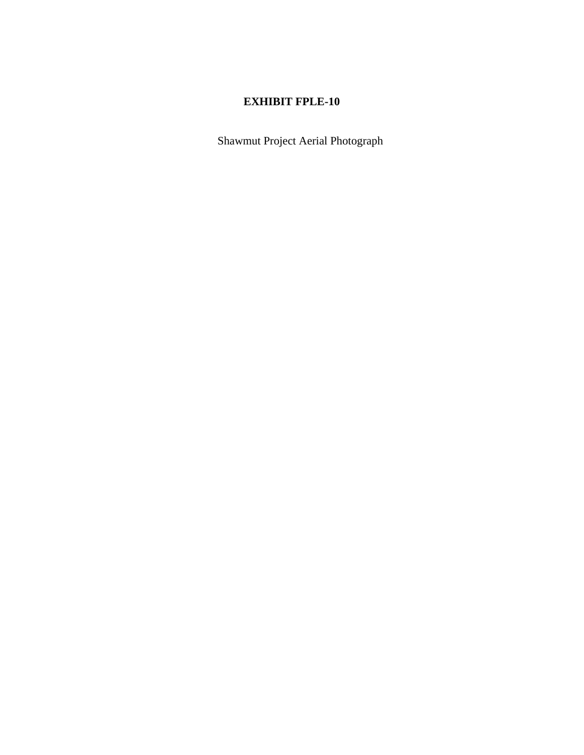**EXHIBIT FPLE-10**

Shawmut Project Aerial Photograph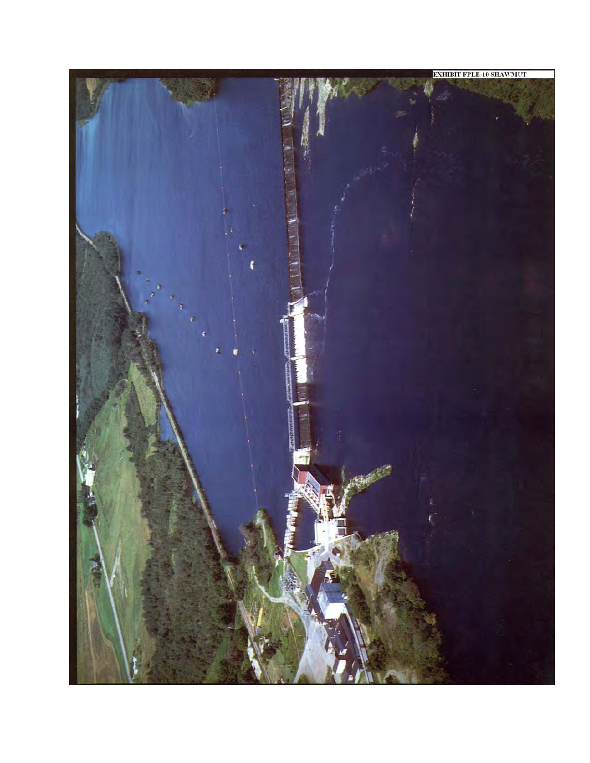EXHIBIT FPLE-10 SHAWMUT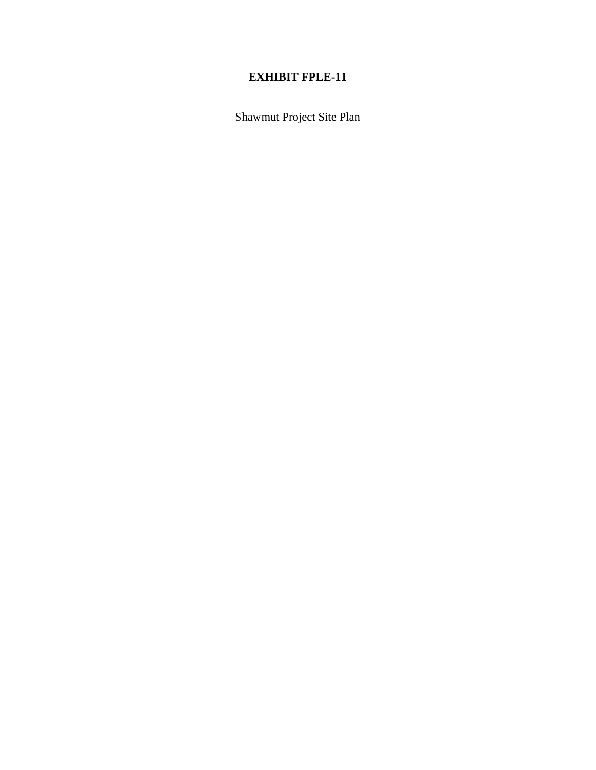**EXHIBIT FPLE-11**

Shawmut Project Site Plan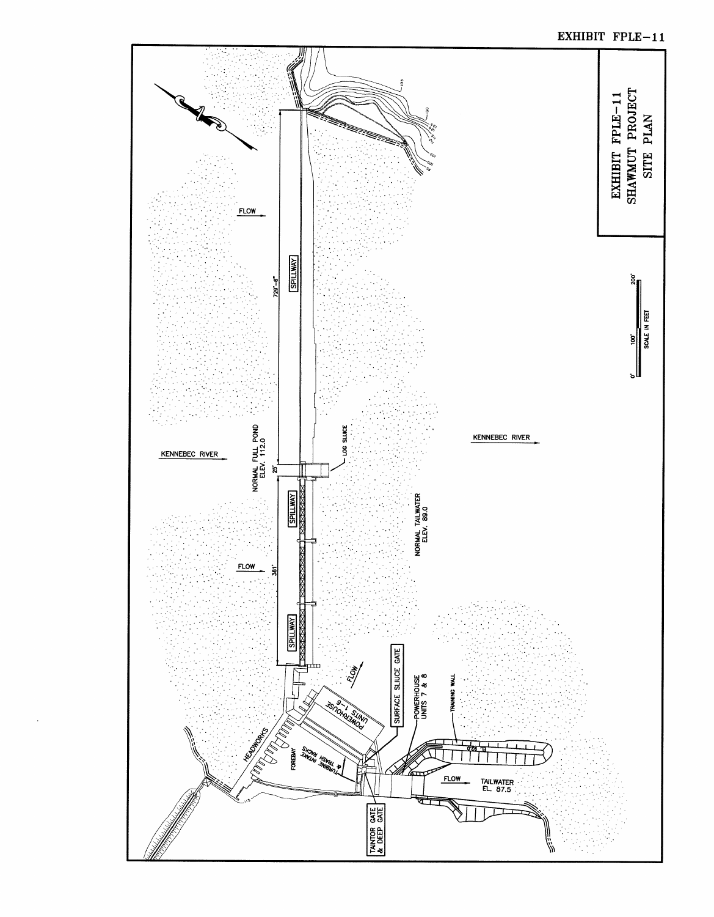# EXHIBIT FPLE-11

## EXHIBIT FPLE-11 SHAWMUT PROJECT SITE PLAN

KENNEBEC RIVER

FLOW

729'-6"

SPILLWAY

NORMAL FULL POND ELEV. 112.0

25'

LOG SLUICE

SPILLWAY

381'

SPILLWAY

NORMAL TAILWATER ELEV. 89.0

KENNEBEC RIVER

SURFACE SLUICE GATE

POWERHOUSE UNITS 1-6

POWERHOUSE UNITS 7 & 8

TRAINING WALL

HEADWORKS

FOREBAY

TURBINE INTAKE & TRASH RACKS

TAINTOR GATE & DEEP GATE

FLOW

TAILWATER EL. 87.5

EL. 92.0

0' 100' 200'

SCALE IN FEET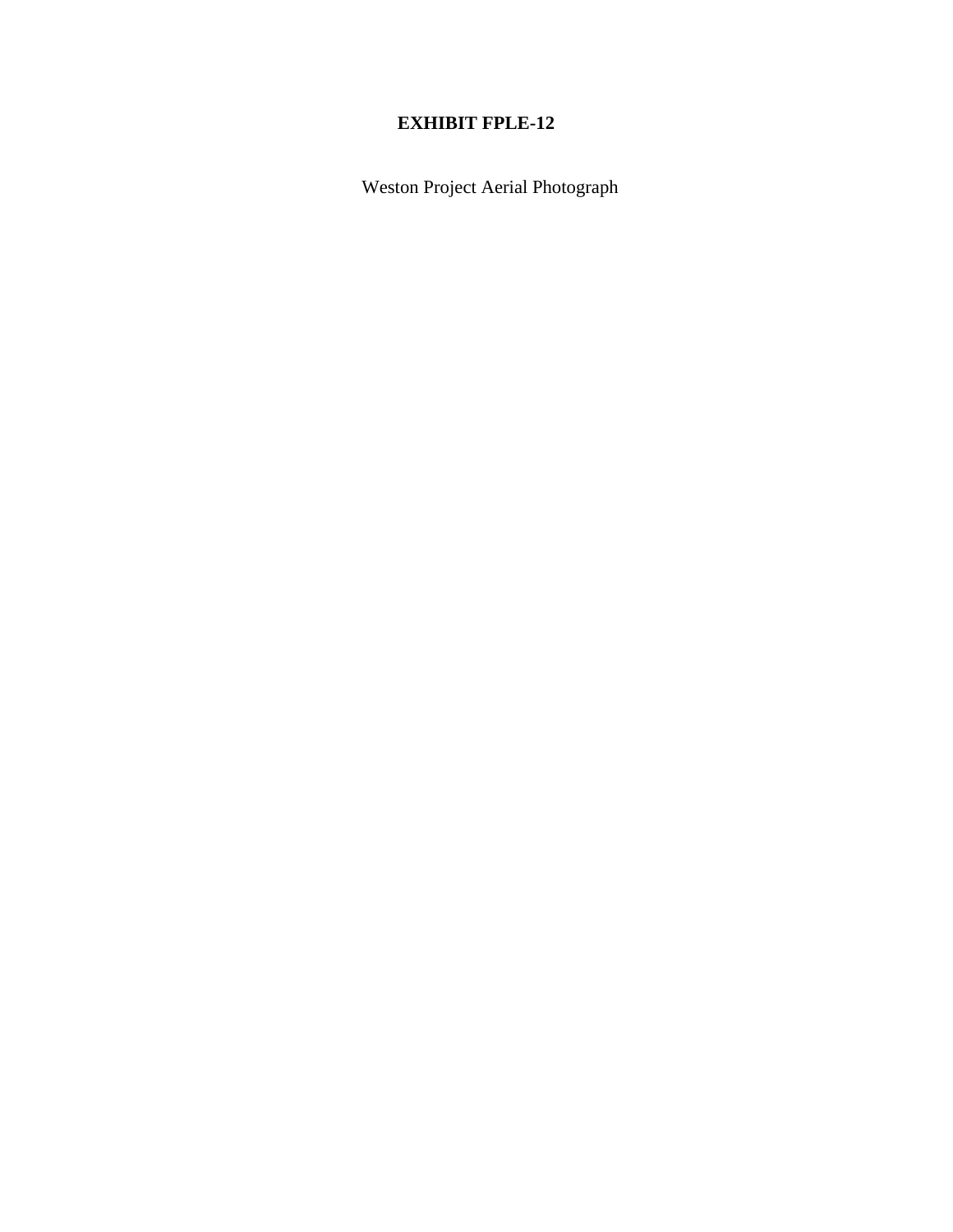**EXHIBIT FPLE-12**

Weston Project Aerial Photograph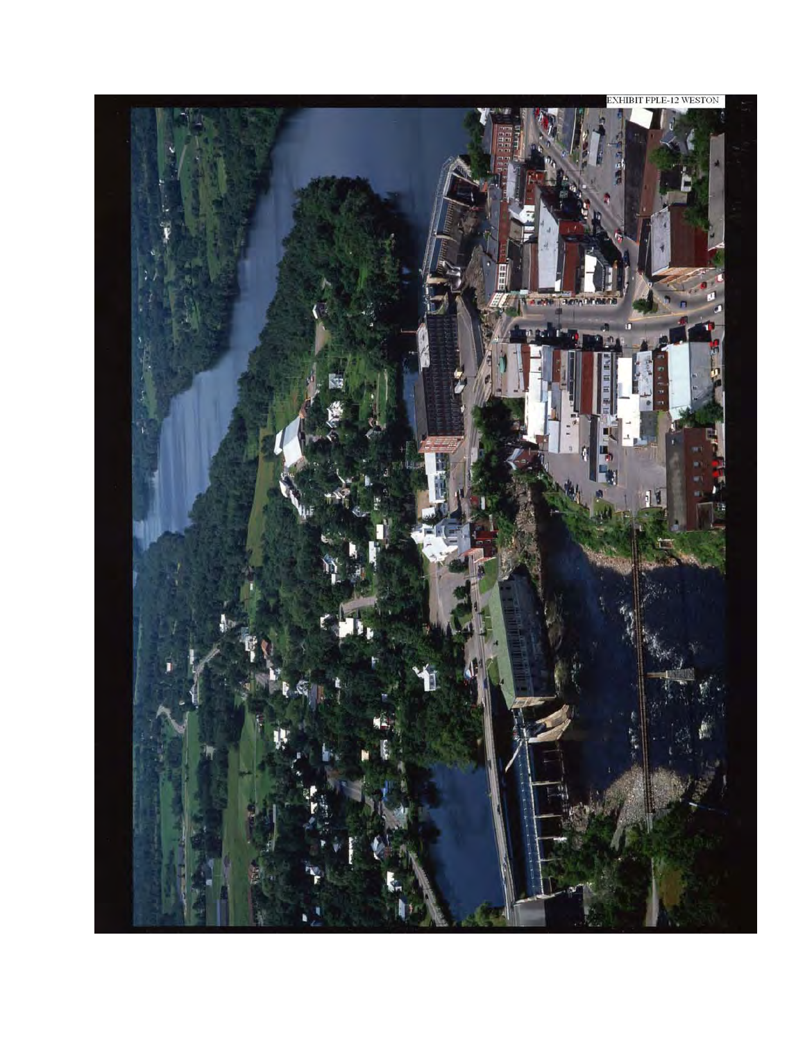EXHIBIT FPLE-12 WESTON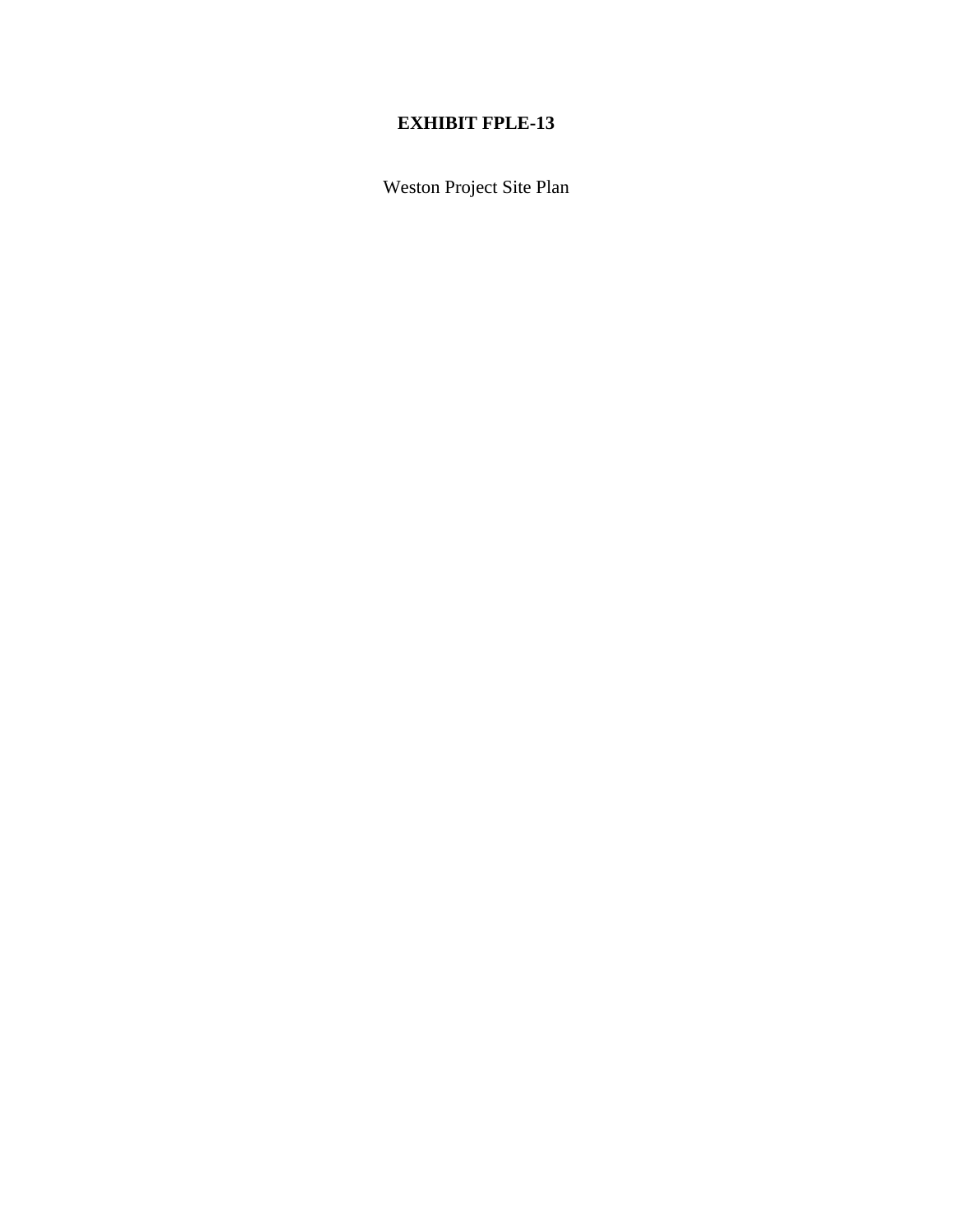**EXHIBIT FPLE-13**

Weston Project Site Plan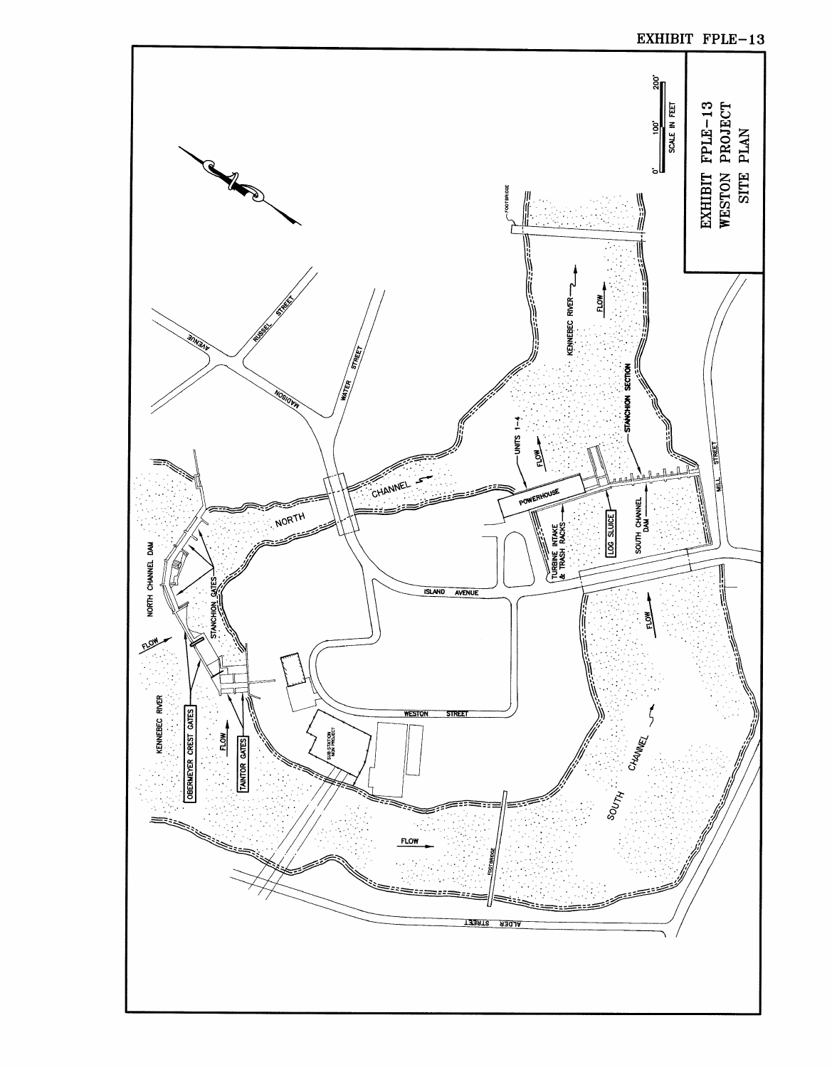EXHIBIT FPLE-13

0' 100' 200'
SCALE IN FEET

EXHIBIT FPLE-13
WESTON PROJECT
SITE PLAN

KENNEBEC RIVER
NORTH CHANNEL DAM
FLOW
OBERMEYER CREST GATES
TAINTOR GATES
STANCHION GATES
FLOW
NORTH CHANNEL
MADISON AVENUE
RUSSEL STREET
WATER STREET
ISLAND AVENUE
WESTON STREET
SUB-STATION NON PROJECT
POWERHOUSE
UNITS 1-4
FLOW
TURBINE INTAKE & TRASH RACKS
LOG SLUICE
SOUTH CHANNEL DAM
STANCHION SECTION
MILL STREET
KENNEBEC RIVER
FLOW
FOOTBRIDGE
SOUTH CHANNEL
FLOW
FLOW
FOOTBRIDGE
ALDER STREET